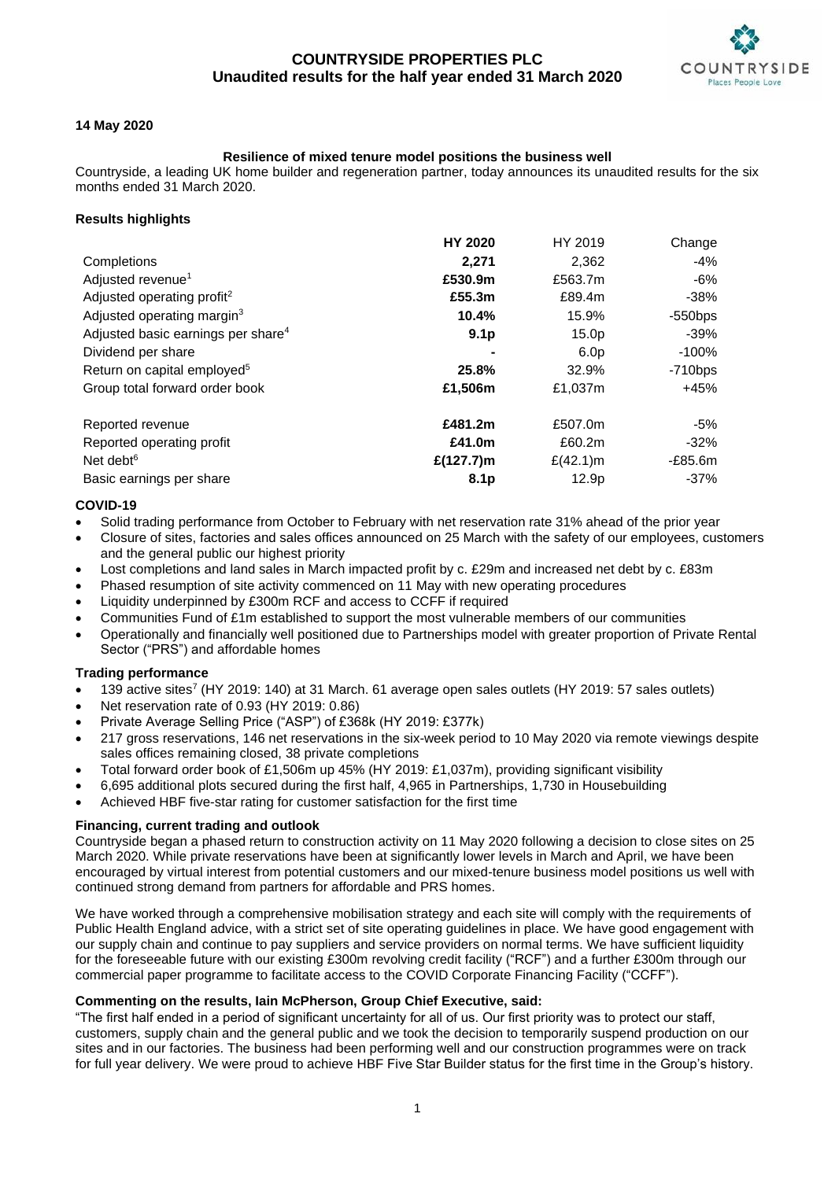# COUNTRYSIDE PROPERTIES PLC
## Unaudited results for the half year ended 31 March 2020

**14 May 2020**

**Resilience of mixed tenure model positions the business well**

Countryside, a leading UK home builder and regeneration partner, today announces its unaudited results for the six months ended 31 March 2020.

**Results highlights**

| | **HY 2020** | HY 2019 | Change |
|---|---|---|---|
| Completions | **2,271** | 2,362 | -4% |
| Adjusted revenue[1] | **£530.9m** | £563.7m | -6% |
| Adjusted operating profit[2] | **£55.3m** | £89.4m | -38% |
| Adjusted operating margin[3] | **10.4%** | 15.9% | -550bps |
| Adjusted basic earnings per share[4] | **9.1p** | 15.0p | -39% |
| Dividend per share | **-** | 6.0p | -100% |
| Return on capital employed[5] | **25.8%** | 32.9% | -710bps |
| Group total forward order book | **£1,506m** | £1,037m | +45% |
| | | | |
| Reported revenue | **£481.2m** | £507.0m | -5% |
| Reported operating profit | **£41.0m** | £60.2m | -32% |
| Net debt[6] | **£(127.7)m** | £(42.1)m | -£85.6m |
| Basic earnings per share | **8.1p** | 12.9p | -37% |

**COVID-19**

- Solid trading performance from October to February with net reservation rate 31% ahead of the prior year
- Closure of sites, factories and sales offices announced on 25 March with the safety of our employees, customers and the general public our highest priority
- Lost completions and land sales in March impacted profit by c. £29m and increased net debt by c. £83m
- Phased resumption of site activity commenced on 11 May with new operating procedures
- Liquidity underpinned by £300m RCF and access to CCFF if required
- Communities Fund of £1m established to support the most vulnerable members of our communities
- Operationally and financially well positioned due to Partnerships model with greater proportion of Private Rental Sector ("PRS") and affordable homes

**Trading performance**

- 139 active sites[7] (HY 2019: 140) at 31 March. 61 average open sales outlets (HY 2019: 57 sales outlets)
- Net reservation rate of 0.93 (HY 2019: 0.86)
- Private Average Selling Price ("ASP") of £368k (HY 2019: £377k)
- 217 gross reservations, 146 net reservations in the six-week period to 10 May 2020 via remote viewings despite sales offices remaining closed, 38 private completions
- Total forward order book of £1,506m up 45% (HY 2019: £1,037m), providing significant visibility
- 6,695 additional plots secured during the first half, 4,965 in Partnerships, 1,730 in Housebuilding
- Achieved HBF five-star rating for customer satisfaction for the first time

**Financing, current trading and outlook**

Countryside began a phased return to construction activity on 11 May 2020 following a decision to close sites on 25 March 2020. While private reservations have been at significantly lower levels in March and April, we have been encouraged by virtual interest from potential customers and our mixed-tenure business model positions us well with continued strong demand from partners for affordable and PRS homes.

We have worked through a comprehensive mobilisation strategy and each site will comply with the requirements of Public Health England advice, with a strict set of site operating guidelines in place. We have good engagement with our supply chain and continue to pay suppliers and service providers on normal terms. We have sufficient liquidity for the foreseeable future with our existing £300m revolving credit facility ("RCF") and a further £300m through our commercial paper programme to facilitate access to the COVID Corporate Financing Facility ("CCFF").

**Commenting on the results, Iain McPherson, Group Chief Executive, said:**

"The first half ended in a period of significant uncertainty for all of us. Our first priority was to protect our staff, customers, supply chain and the general public and we took the decision to temporarily suspend production on our sites and in our factories. The business had been performing well and our construction programmes were on track for full year delivery. We were proud to achieve HBF Five Star Builder status for the first time in the Group's history.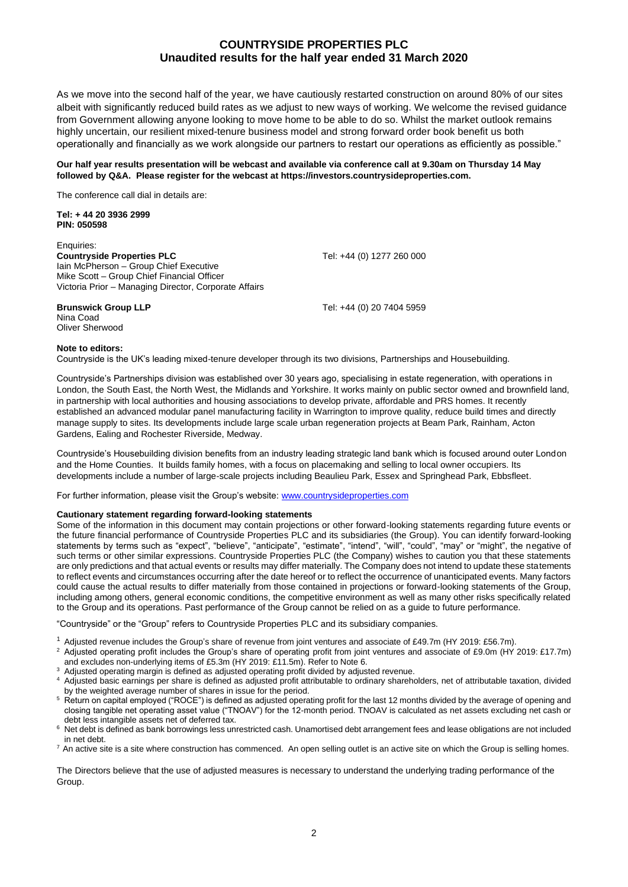# COUNTRYSIDE PROPERTIES PLC
## Unaudited results for the half year ended 31 March 2020

As we move into the second half of the year, we have cautiously restarted construction on around 80% of our sites albeit with significantly reduced build rates as we adjust to new ways of working. We welcome the revised guidance from Government allowing anyone looking to move home to be able to do so. Whilst the market outlook remains highly uncertain, our resilient mixed-tenure business model and strong forward order book benefit us both operationally and financially as we work alongside our partners to restart our operations as efficiently as possible."

**Our half year results presentation will be webcast and available via conference call at 9.30am on Thursday 14 May followed by Q&A. Please register for the webcast at https://investors.countrysideproperties.com.**

The conference call dial in details are:

**Tel: + 44 20 3936 2999**
**PIN: 050598**

Enquiries:

**Countryside Properties PLC** Tel: +44 (0) 1277 260 000
Iain McPherson – Group Chief Executive
Mike Scott – Group Chief Financial Officer
Victoria Prior – Managing Director, Corporate Affairs

**Brunswick Group LLP** Tel: +44 (0) 20 7404 5959
Nina Coad
Oliver Sherwood

**Note to editors:**

Countryside is the UK's leading mixed-tenure developer through its two divisions, Partnerships and Housebuilding.

Countryside's Partnerships division was established over 30 years ago, specialising in estate regeneration, with operations in London, the South East, the North West, the Midlands and Yorkshire. It works mainly on public sector owned and brownfield land, in partnership with local authorities and housing associations to develop private, affordable and PRS homes. It recently established an advanced modular panel manufacturing facility in Warrington to improve quality, reduce build times and directly manage supply to sites. Its developments include large scale urban regeneration projects at Beam Park, Rainham, Acton Gardens, Ealing and Rochester Riverside, Medway.

Countryside's Housebuilding division benefits from an industry leading strategic land bank which is focused around outer London and the Home Counties. It builds family homes, with a focus on placemaking and selling to local owner occupiers. Its developments include a number of large-scale projects including Beaulieu Park, Essex and Springhead Park, Ebbsfleet.

For further information, please visit the Group's website: www.countrysideproperties.com

**Cautionary statement regarding forward-looking statements**

Some of the information in this document may contain projections or other forward-looking statements regarding future events or the future financial performance of Countryside Properties PLC and its subsidiaries (the Group). You can identify forward-looking statements by terms such as "expect", "believe", "anticipate", "estimate", "intend", "will", "could", "may" or "might", the negative of such terms or other similar expressions. Countryside Properties PLC (the Company) wishes to caution you that these statements are only predictions and that actual events or results may differ materially. The Company does not intend to update these statements to reflect events and circumstances occurring after the date hereof or to reflect the occurrence of unanticipated events. Many factors could cause the actual results to differ materially from those contained in projections or forward-looking statements of the Group, including among others, general economic conditions, the competitive environment as well as many other risks specifically related to the Group and its operations. Past performance of the Group cannot be relied on as a guide to future performance.

"Countryside" or the "Group" refers to Countryside Properties PLC and its subsidiary companies.

[1] Adjusted revenue includes the Group's share of revenue from joint ventures and associate of £49.7m (HY 2019: £56.7m).

[2] Adjusted operating profit includes the Group's share of operating profit from joint ventures and associate of £9.0m (HY 2019: £17.7m) and excludes non-underlying items of £5.3m (HY 2019: £11.5m). Refer to Note 6.

[3] Adjusted operating margin is defined as adjusted operating profit divided by adjusted revenue.

[4] Adjusted basic earnings per share is defined as adjusted profit attributable to ordinary shareholders, net of attributable taxation, divided by the weighted average number of shares in issue for the period.

[5] Return on capital employed ("ROCE") is defined as adjusted operating profit for the last 12 months divided by the average of opening and closing tangible net operating asset value ("TNOAV") for the 12-month period. TNOAV is calculated as net assets excluding net cash or debt less intangible assets net of deferred tax.

[6] Net debt is defined as bank borrowings less unrestricted cash. Unamortised debt arrangement fees and lease obligations are not included in net debt.

[7] An active site is a site where construction has commenced. An open selling outlet is an active site on which the Group is selling homes.

The Directors believe that the use of adjusted measures is necessary to understand the underlying trading performance of the Group.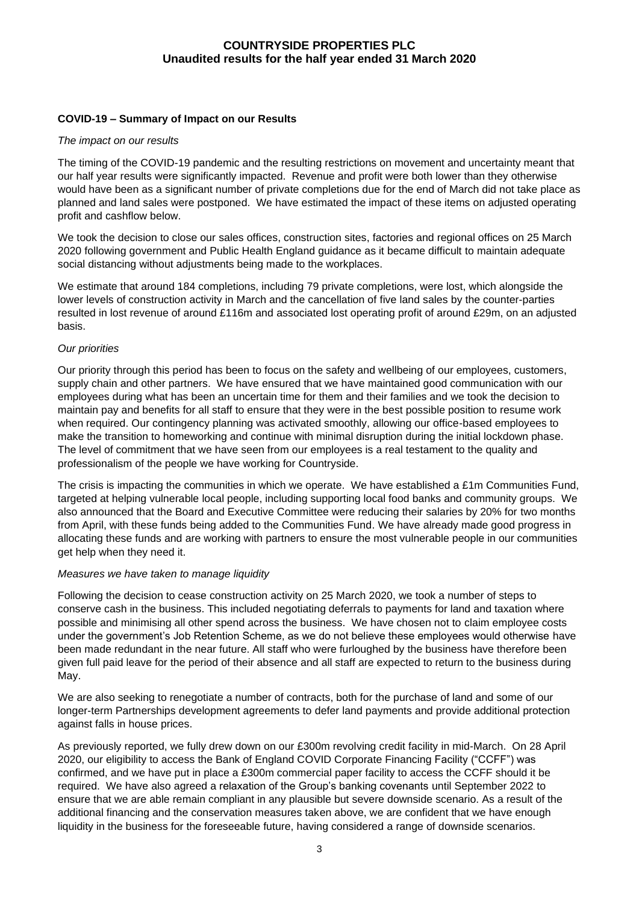## COVID-19 – Summary of Impact on our Results

*The impact on our results*

The timing of the COVID-19 pandemic and the resulting restrictions on movement and uncertainty meant that our half year results were significantly impacted. Revenue and profit were both lower than they otherwise would have been as a significant number of private completions due for the end of March did not take place as planned and land sales were postponed. We have estimated the impact of these items on adjusted operating profit and cashflow below.

We took the decision to close our sales offices, construction sites, factories and regional offices on 25 March 2020 following government and Public Health England guidance as it became difficult to maintain adequate social distancing without adjustments being made to the workplaces.

We estimate that around 184 completions, including 79 private completions, were lost, which alongside the lower levels of construction activity in March and the cancellation of five land sales by the counter-parties resulted in lost revenue of around £116m and associated lost operating profit of around £29m, on an adjusted basis.

*Our priorities*

Our priority through this period has been to focus on the safety and wellbeing of our employees, customers, supply chain and other partners. We have ensured that we have maintained good communication with our employees during what has been an uncertain time for them and their families and we took the decision to maintain pay and benefits for all staff to ensure that they were in the best possible position to resume work when required. Our contingency planning was activated smoothly, allowing our office-based employees to make the transition to homeworking and continue with minimal disruption during the initial lockdown phase. The level of commitment that we have seen from our employees is a real testament to the quality and professionalism of the people we have working for Countryside.

The crisis is impacting the communities in which we operate. We have established a £1m Communities Fund, targeted at helping vulnerable local people, including supporting local food banks and community groups. We also announced that the Board and Executive Committee were reducing their salaries by 20% for two months from April, with these funds being added to the Communities Fund. We have already made good progress in allocating these funds and are working with partners to ensure the most vulnerable people in our communities get help when they need it.

*Measures we have taken to manage liquidity*

Following the decision to cease construction activity on 25 March 2020, we took a number of steps to conserve cash in the business. This included negotiating deferrals to payments for land and taxation where possible and minimising all other spend across the business. We have chosen not to claim employee costs under the government's Job Retention Scheme, as we do not believe these employees would otherwise have been made redundant in the near future. All staff who were furloughed by the business have therefore been given full paid leave for the period of their absence and all staff are expected to return to the business during May.

We are also seeking to renegotiate a number of contracts, both for the purchase of land and some of our longer-term Partnerships development agreements to defer land payments and provide additional protection against falls in house prices.

As previously reported, we fully drew down on our £300m revolving credit facility in mid-March. On 28 April 2020, our eligibility to access the Bank of England COVID Corporate Financing Facility ("CCFF") was confirmed, and we have put in place a £300m commercial paper facility to access the CCFF should it be required. We have also agreed a relaxation of the Group's banking covenants until September 2022 to ensure that we are able remain compliant in any plausible but severe downside scenario. As a result of the additional financing and the conservation measures taken above, we are confident that we have enough liquidity in the business for the foreseeable future, having considered a range of downside scenarios.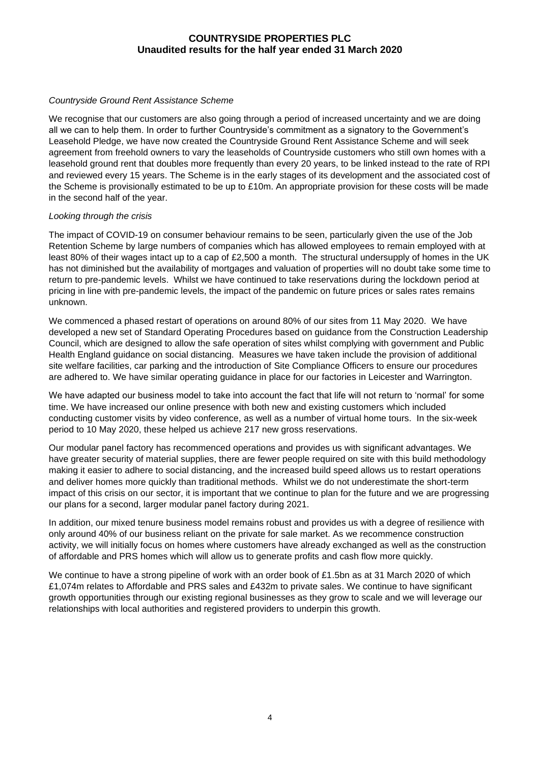*Countryside Ground Rent Assistance Scheme*

We recognise that our customers are also going through a period of increased uncertainty and we are doing all we can to help them. In order to further Countryside's commitment as a signatory to the Government's Leasehold Pledge, we have now created the Countryside Ground Rent Assistance Scheme and will seek agreement from freehold owners to vary the leaseholds of Countryside customers who still own homes with a leasehold ground rent that doubles more frequently than every 20 years, to be linked instead to the rate of RPI and reviewed every 15 years. The Scheme is in the early stages of its development and the associated cost of the Scheme is provisionally estimated to be up to £10m. An appropriate provision for these costs will be made in the second half of the year.

*Looking through the crisis*

The impact of COVID-19 on consumer behaviour remains to be seen, particularly given the use of the Job Retention Scheme by large numbers of companies which has allowed employees to remain employed with at least 80% of their wages intact up to a cap of £2,500 a month. The structural undersupply of homes in the UK has not diminished but the availability of mortgages and valuation of properties will no doubt take some time to return to pre-pandemic levels. Whilst we have continued to take reservations during the lockdown period at pricing in line with pre-pandemic levels, the impact of the pandemic on future prices or sales rates remains unknown.

We commenced a phased restart of operations on around 80% of our sites from 11 May 2020. We have developed a new set of Standard Operating Procedures based on guidance from the Construction Leadership Council, which are designed to allow the safe operation of sites whilst complying with government and Public Health England guidance on social distancing. Measures we have taken include the provision of additional site welfare facilities, car parking and the introduction of Site Compliance Officers to ensure our procedures are adhered to. We have similar operating guidance in place for our factories in Leicester and Warrington.

We have adapted our business model to take into account the fact that life will not return to 'normal' for some time. We have increased our online presence with both new and existing customers which included conducting customer visits by video conference, as well as a number of virtual home tours. In the six-week period to 10 May 2020, these helped us achieve 217 new gross reservations.

Our modular panel factory has recommenced operations and provides us with significant advantages. We have greater security of material supplies, there are fewer people required on site with this build methodology making it easier to adhere to social distancing, and the increased build speed allows us to restart operations and deliver homes more quickly than traditional methods. Whilst we do not underestimate the short-term impact of this crisis on our sector, it is important that we continue to plan for the future and we are progressing our plans for a second, larger modular panel factory during 2021.

In addition, our mixed tenure business model remains robust and provides us with a degree of resilience with only around 40% of our business reliant on the private for sale market. As we recommence construction activity, we will initially focus on homes where customers have already exchanged as well as the construction of affordable and PRS homes which will allow us to generate profits and cash flow more quickly.

We continue to have a strong pipeline of work with an order book of £1.5bn as at 31 March 2020 of which £1,074m relates to Affordable and PRS sales and £432m to private sales. We continue to have significant growth opportunities through our existing regional businesses as they grow to scale and we will leverage our relationships with local authorities and registered providers to underpin this growth.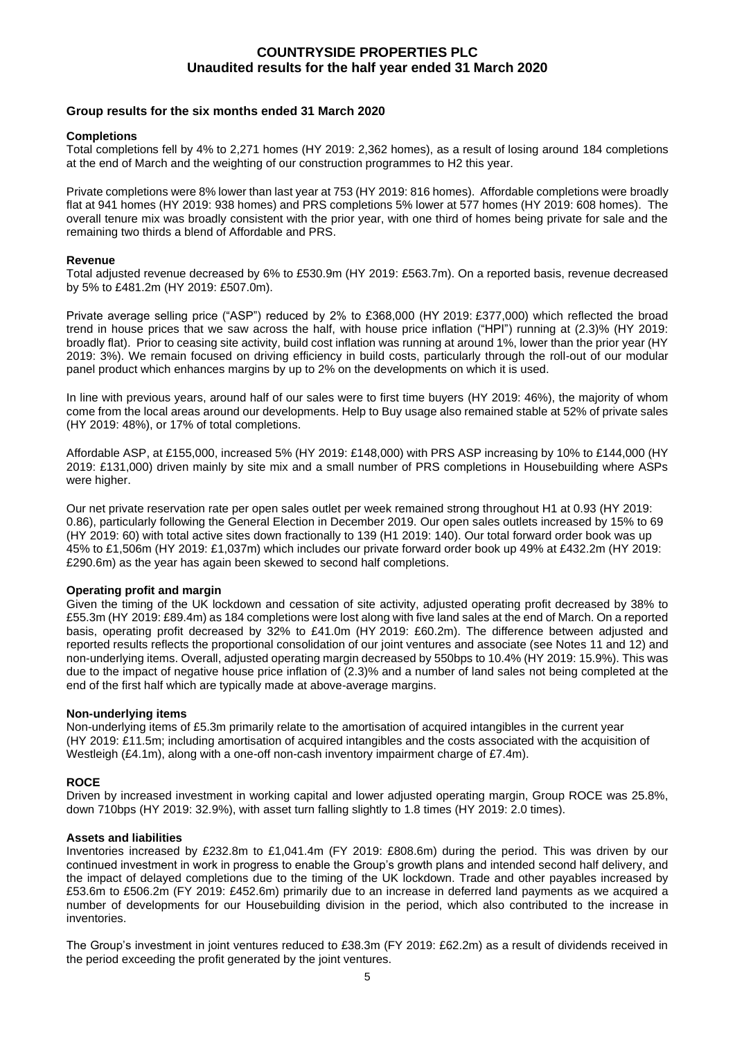# COUNTRYSIDE PROPERTIES PLC
## Unaudited results for the half year ended 31 March 2020

### Group results for the six months ended 31 March 2020

**Completions**

Total completions fell by 4% to 2,271 homes (HY 2019: 2,362 homes), as a result of losing around 184 completions at the end of March and the weighting of our construction programmes to H2 this year.

Private completions were 8% lower than last year at 753 (HY 2019: 816 homes). Affordable completions were broadly flat at 941 homes (HY 2019: 938 homes) and PRS completions 5% lower at 577 homes (HY 2019: 608 homes). The overall tenure mix was broadly consistent with the prior year, with one third of homes being private for sale and the remaining two thirds a blend of Affordable and PRS.

**Revenue**

Total adjusted revenue decreased by 6% to £530.9m (HY 2019: £563.7m). On a reported basis, revenue decreased by 5% to £481.2m (HY 2019: £507.0m).

Private average selling price ("ASP") reduced by 2% to £368,000 (HY 2019: £377,000) which reflected the broad trend in house prices that we saw across the half, with house price inflation ("HPI") running at (2.3)% (HY 2019: broadly flat). Prior to ceasing site activity, build cost inflation was running at around 1%, lower than the prior year (HY 2019: 3%). We remain focused on driving efficiency in build costs, particularly through the roll-out of our modular panel product which enhances margins by up to 2% on the developments on which it is used.

In line with previous years, around half of our sales were to first time buyers (HY 2019: 46%), the majority of whom come from the local areas around our developments. Help to Buy usage also remained stable at 52% of private sales (HY 2019: 48%), or 17% of total completions.

Affordable ASP, at £155,000, increased 5% (HY 2019: £148,000) with PRS ASP increasing by 10% to £144,000 (HY 2019: £131,000) driven mainly by site mix and a small number of PRS completions in Housebuilding where ASPs were higher.

Our net private reservation rate per open sales outlet per week remained strong throughout H1 at 0.93 (HY 2019: 0.86), particularly following the General Election in December 2019. Our open sales outlets increased by 15% to 69 (HY 2019: 60) with total active sites down fractionally to 139 (H1 2019: 140). Our total forward order book was up 45% to £1,506m (HY 2019: £1,037m) which includes our private forward order book up 49% at £432.2m (HY 2019: £290.6m) as the year has again been skewed to second half completions.

**Operating profit and margin**

Given the timing of the UK lockdown and cessation of site activity, adjusted operating profit decreased by 38% to £55.3m (HY 2019: £89.4m) as 184 completions were lost along with five land sales at the end of March. On a reported basis, operating profit decreased by 32% to £41.0m (HY 2019: £60.2m). The difference between adjusted and reported results reflects the proportional consolidation of our joint ventures and associate (see Notes 11 and 12) and non-underlying items. Overall, adjusted operating margin decreased by 550bps to 10.4% (HY 2019: 15.9%). This was due to the impact of negative house price inflation of (2.3)% and a number of land sales not being completed at the end of the first half which are typically made at above-average margins.

**Non-underlying items**

Non-underlying items of £5.3m primarily relate to the amortisation of acquired intangibles in the current year (HY 2019: £11.5m; including amortisation of acquired intangibles and the costs associated with the acquisition of Westleigh (£4.1m), along with a one-off non-cash inventory impairment charge of £7.4m).

**ROCE**

Driven by increased investment in working capital and lower adjusted operating margin, Group ROCE was 25.8%, down 710bps (HY 2019: 32.9%), with asset turn falling slightly to 1.8 times (HY 2019: 2.0 times).

**Assets and liabilities**

Inventories increased by £232.8m to £1,041.4m (FY 2019: £808.6m) during the period. This was driven by our continued investment in work in progress to enable the Group's growth plans and intended second half delivery, and the impact of delayed completions due to the timing of the UK lockdown. Trade and other payables increased by £53.6m to £506.2m (FY 2019: £452.6m) primarily due to an increase in deferred land payments as we acquired a number of developments for our Housebuilding division in the period, which also contributed to the increase in inventories.

The Group's investment in joint ventures reduced to £38.3m (FY 2019: £62.2m) as a result of dividends received in the period exceeding the profit generated by the joint ventures.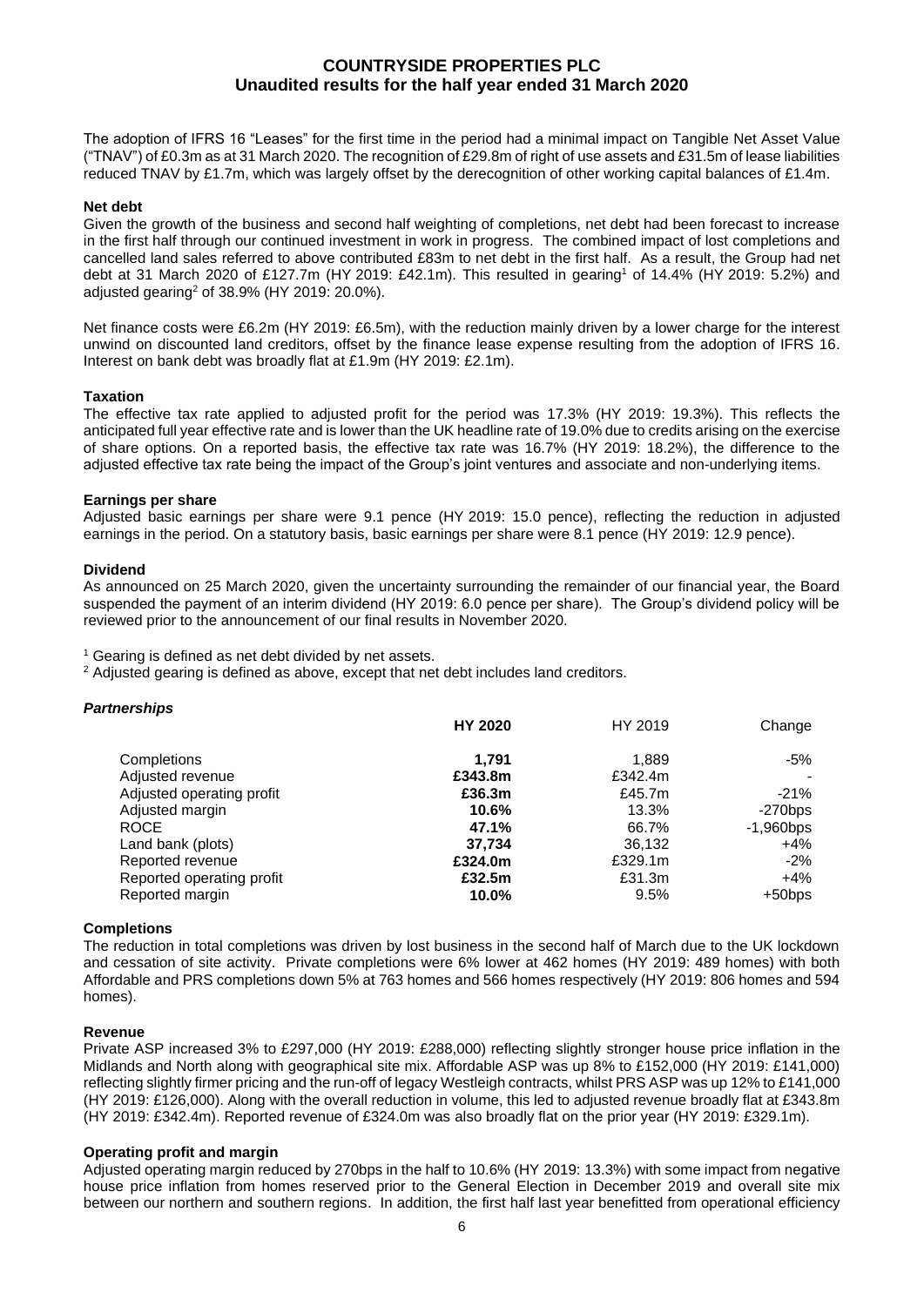The adoption of IFRS 16 "Leases" for the first time in the period had a minimal impact on Tangible Net Asset Value ("TNAV") of £0.3m as at 31 March 2020. The recognition of £29.8m of right of use assets and £31.5m of lease liabilities reduced TNAV by £1.7m, which was largely offset by the derecognition of other working capital balances of £1.4m.

**Net debt**

Given the growth of the business and second half weighting of completions, net debt had been forecast to increase in the first half through our continued investment in work in progress. The combined impact of lost completions and cancelled land sales referred to above contributed £83m to net debt in the first half. As a result, the Group had net debt at 31 March 2020 of £127.7m (HY 2019: £42.1m). This resulted in gearing[1] of 14.4% (HY 2019: 5.2%) and adjusted gearing[2] of 38.9% (HY 2019: 20.0%).

Net finance costs were £6.2m (HY 2019: £6.5m), with the reduction mainly driven by a lower charge for the interest unwind on discounted land creditors, offset by the finance lease expense resulting from the adoption of IFRS 16. Interest on bank debt was broadly flat at £1.9m (HY 2019: £2.1m).

**Taxation**

The effective tax rate applied to adjusted profit for the period was 17.3% (HY 2019: 19.3%). This reflects the anticipated full year effective rate and is lower than the UK headline rate of 19.0% due to credits arising on the exercise of share options. On a reported basis, the effective tax rate was 16.7% (HY 2019: 18.2%), the difference to the adjusted effective tax rate being the impact of the Group's joint ventures and associate and non-underlying items.

**Earnings per share**

Adjusted basic earnings per share were 9.1 pence (HY 2019: 15.0 pence), reflecting the reduction in adjusted earnings in the period. On a statutory basis, basic earnings per share were 8.1 pence (HY 2019: 12.9 pence).

**Dividend**

As announced on 25 March 2020, given the uncertainty surrounding the remainder of our financial year, the Board suspended the payment of an interim dividend (HY 2019: 6.0 pence per share). The Group's dividend policy will be reviewed prior to the announcement of our final results in November 2020.

[1] Gearing is defined as net debt divided by net assets.
[2] Adjusted gearing is defined as above, except that net debt includes land creditors.

***Partnerships***

| | **HY 2020** | HY 2019 | Change |
|---|---|---|---|
| Completions | **1,791** | 1,889 | -5% |
| Adjusted revenue | **£343.8m** | £342.4m | - |
| Adjusted operating profit | **£36.3m** | £45.7m | -21% |
| Adjusted margin | **10.6%** | 13.3% | -270bps |
| ROCE | **47.1%** | 66.7% | -1,960bps |
| Land bank (plots) | **37,734** | 36,132 | +4% |
| Reported revenue | **£324.0m** | £329.1m | -2% |
| Reported operating profit | **£32.5m** | £31.3m | +4% |
| Reported margin | **10.0%** | 9.5% | +50bps |

**Completions**

The reduction in total completions was driven by lost business in the second half of March due to the UK lockdown and cessation of site activity. Private completions were 6% lower at 462 homes (HY 2019: 489 homes) with both Affordable and PRS completions down 5% at 763 homes and 566 homes respectively (HY 2019: 806 homes and 594 homes).

**Revenue**

Private ASP increased 3% to £297,000 (HY 2019: £288,000) reflecting slightly stronger house price inflation in the Midlands and North along with geographical site mix. Affordable ASP was up 8% to £152,000 (HY 2019: £141,000) reflecting slightly firmer pricing and the run-off of legacy Westleigh contracts, whilst PRS ASP was up 12% to £141,000 (HY 2019: £126,000). Along with the overall reduction in volume, this led to adjusted revenue broadly flat at £343.8m (HY 2019: £342.4m). Reported revenue of £324.0m was also broadly flat on the prior year (HY 2019: £329.1m).

**Operating profit and margin**

Adjusted operating margin reduced by 270bps in the half to 10.6% (HY 2019: 13.3%) with some impact from negative house price inflation from homes reserved prior to the General Election in December 2019 and overall site mix between our northern and southern regions. In addition, the first half last year benefitted from operational efficiency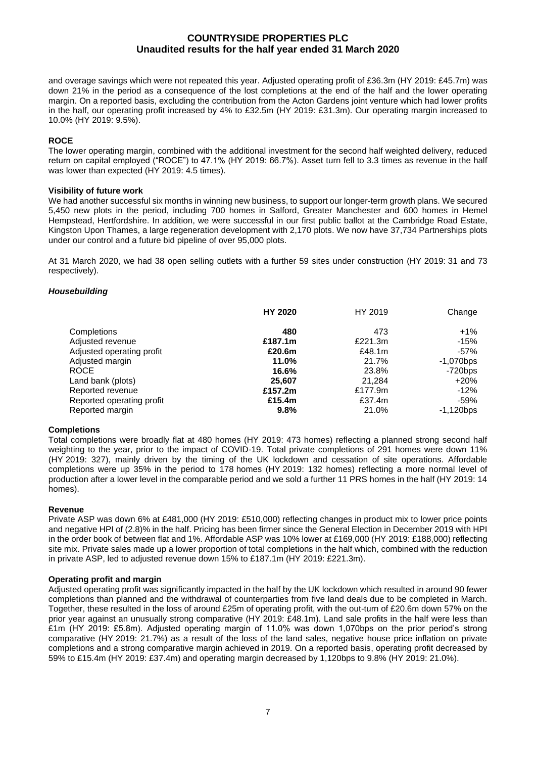and overage savings which were not repeated this year. Adjusted operating profit of £36.3m (HY 2019: £45.7m) was down 21% in the period as a consequence of the lost completions at the end of the half and the lower operating margin. On a reported basis, excluding the contribution from the Acton Gardens joint venture which had lower profits in the half, our operating profit increased by 4% to £32.5m (HY 2019: £31.3m). Our operating margin increased to 10.0% (HY 2019: 9.5%).

**ROCE**

The lower operating margin, combined with the additional investment for the second half weighted delivery, reduced return on capital employed ("ROCE") to 47.1% (HY 2019: 66.7%). Asset turn fell to 3.3 times as revenue in the half was lower than expected (HY 2019: 4.5 times).

**Visibility of future work**

We had another successful six months in winning new business, to support our longer-term growth plans. We secured 5,450 new plots in the period, including 700 homes in Salford, Greater Manchester and 600 homes in Hemel Hempstead, Hertfordshire. In addition, we were successful in our first public ballot at the Cambridge Road Estate, Kingston Upon Thames, a large regeneration development with 2,170 plots. We now have 37,734 Partnerships plots under our control and a future bid pipeline of over 95,000 plots.

At 31 March 2020, we had 38 open selling outlets with a further 59 sites under construction (HY 2019: 31 and 73 respectively).

***Housebuilding***

| | **HY 2020** | HY 2019 | Change |
|---|---|---|---|
| Completions | **480** | 473 | +1% |
| Adjusted revenue | **£187.1m** | £221.3m | -15% |
| Adjusted operating profit | **£20.6m** | £48.1m | -57% |
| Adjusted margin | **11.0%** | 21.7% | -1,070bps |
| ROCE | **16.6%** | 23.8% | -720bps |
| Land bank (plots) | **25,607** | 21,284 | +20% |
| Reported revenue | **£157.2m** | £177.9m | -12% |
| Reported operating profit | **£15.4m** | £37.4m | -59% |
| Reported margin | **9.8%** | 21.0% | -1,120bps |

**Completions**

Total completions were broadly flat at 480 homes (HY 2019: 473 homes) reflecting a planned strong second half weighting to the year, prior to the impact of COVID-19. Total private completions of 291 homes were down 11% (HY 2019: 327), mainly driven by the timing of the UK lockdown and cessation of site operations. Affordable completions were up 35% in the period to 178 homes (HY 2019: 132 homes) reflecting a more normal level of production after a lower level in the comparable period and we sold a further 11 PRS homes in the half (HY 2019: 14 homes).

**Revenue**

Private ASP was down 6% at £481,000 (HY 2019: £510,000) reflecting changes in product mix to lower price points and negative HPI of (2.8)% in the half. Pricing has been firmer since the General Election in December 2019 with HPI in the order book of between flat and 1%. Affordable ASP was 10% lower at £169,000 (HY 2019: £188,000) reflecting site mix. Private sales made up a lower proportion of total completions in the half which, combined with the reduction in private ASP, led to adjusted revenue down 15% to £187.1m (HY 2019: £221.3m).

**Operating profit and margin**

Adjusted operating profit was significantly impacted in the half by the UK lockdown which resulted in around 90 fewer completions than planned and the withdrawal of counterparties from five land deals due to be completed in March. Together, these resulted in the loss of around £25m of operating profit, with the out-turn of £20.6m down 57% on the prior year against an unusually strong comparative (HY 2019: £48.1m). Land sale profits in the half were less than £1m (HY 2019: £5.8m). Adjusted operating margin of 11.0% was down 1,070bps on the prior period's strong comparative (HY 2019: 21.7%) as a result of the loss of the land sales, negative house price inflation on private completions and a strong comparative margin achieved in 2019. On a reported basis, operating profit decreased by 59% to £15.4m (HY 2019: £37.4m) and operating margin decreased by 1,120bps to 9.8% (HY 2019: 21.0%).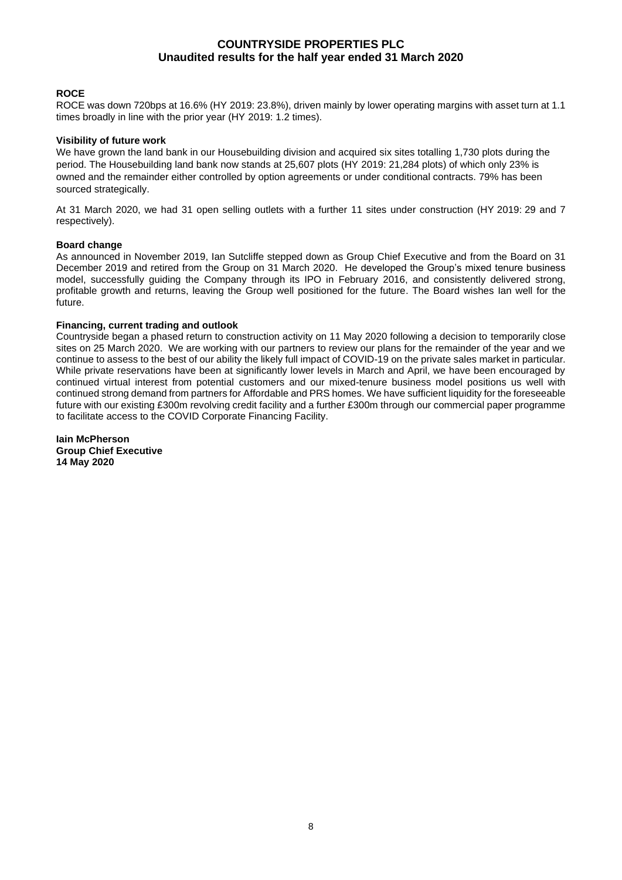### ROCE

ROCE was down 720bps at 16.6% (HY 2019: 23.8%), driven mainly by lower operating margins with asset turn at 1.1 times broadly in line with the prior year (HY 2019: 1.2 times).

### Visibility of future work

We have grown the land bank in our Housebuilding division and acquired six sites totalling 1,730 plots during the period. The Housebuilding land bank now stands at 25,607 plots (HY 2019: 21,284 plots) of which only 23% is owned and the remainder either controlled by option agreements or under conditional contracts. 79% has been sourced strategically.

At 31 March 2020, we had 31 open selling outlets with a further 11 sites under construction (HY 2019: 29 and 7 respectively).

### Board change

As announced in November 2019, Ian Sutcliffe stepped down as Group Chief Executive and from the Board on 31 December 2019 and retired from the Group on 31 March 2020. He developed the Group's mixed tenure business model, successfully guiding the Company through its IPO in February 2016, and consistently delivered strong, profitable growth and returns, leaving the Group well positioned for the future. The Board wishes Ian well for the future.

### Financing, current trading and outlook

Countryside began a phased return to construction activity on 11 May 2020 following a decision to temporarily close sites on 25 March 2020. We are working with our partners to review our plans for the remainder of the year and we continue to assess to the best of our ability the likely full impact of COVID-19 on the private sales market in particular. While private reservations have been at significantly lower levels in March and April, we have been encouraged by continued virtual interest from potential customers and our mixed-tenure business model positions us well with continued strong demand from partners for Affordable and PRS homes. We have sufficient liquidity for the foreseeable future with our existing £300m revolving credit facility and a further £300m through our commercial paper programme to facilitate access to the COVID Corporate Financing Facility.

**Iain McPherson**
**Group Chief Executive**
**14 May 2020**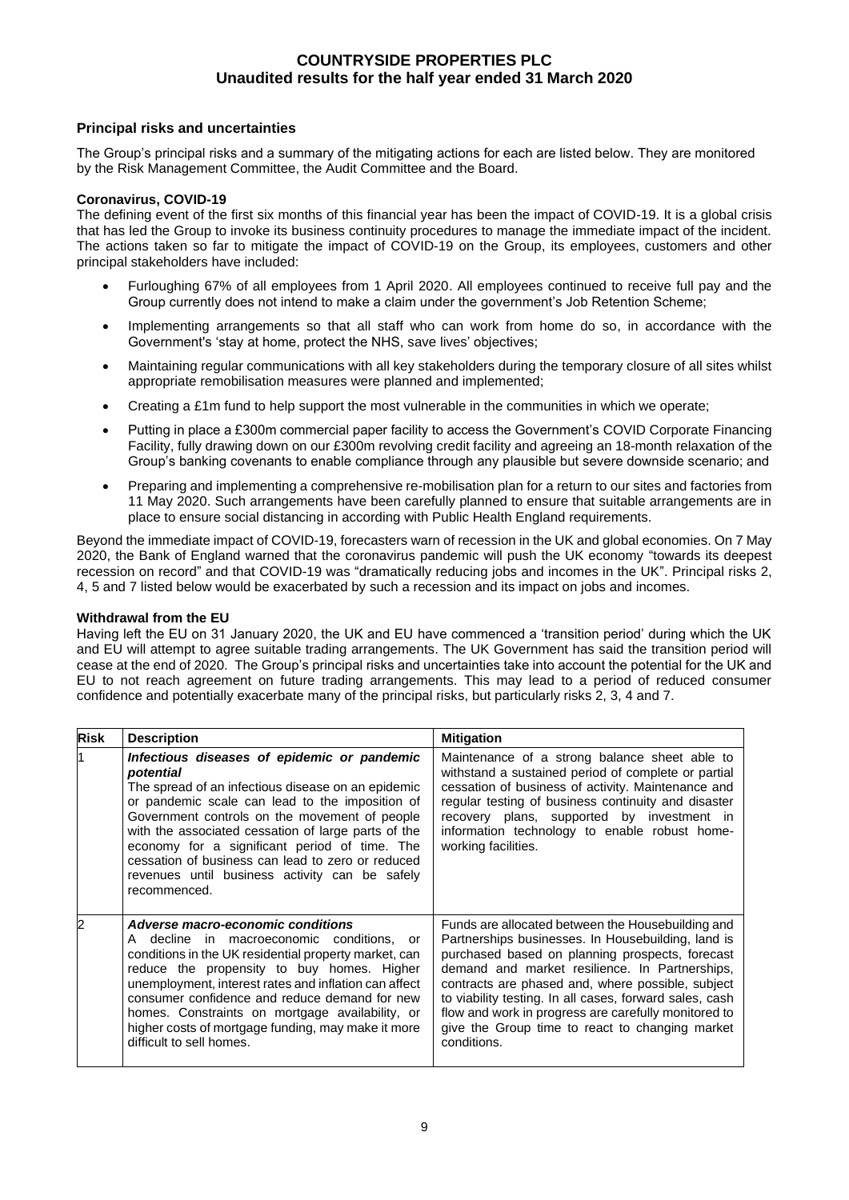## Principal risks and uncertainties

The Group's principal risks and a summary of the mitigating actions for each are listed below. They are monitored by the Risk Management Committee, the Audit Committee and the Board.

**Coronavirus, COVID-19**

The defining event of the first six months of this financial year has been the impact of COVID-19. It is a global crisis that has led the Group to invoke its business continuity procedures to manage the immediate impact of the incident. The actions taken so far to mitigate the impact of COVID-19 on the Group, its employees, customers and other principal stakeholders have included:

- Furloughing 67% of all employees from 1 April 2020. All employees continued to receive full pay and the Group currently does not intend to make a claim under the government's Job Retention Scheme;
- Implementing arrangements so that all staff who can work from home do so, in accordance with the Government's 'stay at home, protect the NHS, save lives' objectives;
- Maintaining regular communications with all key stakeholders during the temporary closure of all sites whilst appropriate remobilisation measures were planned and implemented;
- Creating a £1m fund to help support the most vulnerable in the communities in which we operate;
- Putting in place a £300m commercial paper facility to access the Government's COVID Corporate Financing Facility, fully drawing down on our £300m revolving credit facility and agreeing an 18-month relaxation of the Group's banking covenants to enable compliance through any plausible but severe downside scenario; and
- Preparing and implementing a comprehensive re-mobilisation plan for a return to our sites and factories from 11 May 2020. Such arrangements have been carefully planned to ensure that suitable arrangements are in place to ensure social distancing in according with Public Health England requirements.

Beyond the immediate impact of COVID-19, forecasters warn of recession in the UK and global economies. On 7 May 2020, the Bank of England warned that the coronavirus pandemic will push the UK economy "towards its deepest recession on record" and that COVID-19 was "dramatically reducing jobs and incomes in the UK". Principal risks 2, 4, 5 and 7 listed below would be exacerbated by such a recession and its impact on jobs and incomes.

**Withdrawal from the EU**

Having left the EU on 31 January 2020, the UK and EU have commenced a 'transition period' during which the UK and EU will attempt to agree suitable trading arrangements. The UK Government has said the transition period will cease at the end of 2020. The Group's principal risks and uncertainties take into account the potential for the UK and EU to not reach agreement on future trading arrangements. This may lead to a period of reduced consumer confidence and potentially exacerbate many of the principal risks, but particularly risks 2, 3, 4 and 7.

| Risk | Description | Mitigation |
|---|---|---|
| 1 | ***Infectious diseases of epidemic or pandemic potential*** The spread of an infectious disease on an epidemic or pandemic scale can lead to the imposition of Government controls on the movement of people with the associated cessation of large parts of the economy for a significant period of time. The cessation of business can lead to zero or reduced revenues until business activity can be safely recommenced. | Maintenance of a strong balance sheet able to withstand a sustained period of complete or partial cessation of business of activity. Maintenance and regular testing of business continuity and disaster recovery plans, supported by investment in information technology to enable robust home-working facilities. |
| 2 | ***Adverse macro-economic conditions*** A decline in macroeconomic conditions, or conditions in the UK residential property market, can reduce the propensity to buy homes. Higher unemployment, interest rates and inflation can affect consumer confidence and reduce demand for new homes. Constraints on mortgage availability, or higher costs of mortgage funding, may make it more difficult to sell homes. | Funds are allocated between the Housebuilding and Partnerships businesses. In Housebuilding, land is purchased based on planning prospects, forecast demand and market resilience. In Partnerships, contracts are phased and, where possible, subject to viability testing. In all cases, forward sales, cash flow and work in progress are carefully monitored to give the Group time to react to changing market conditions. |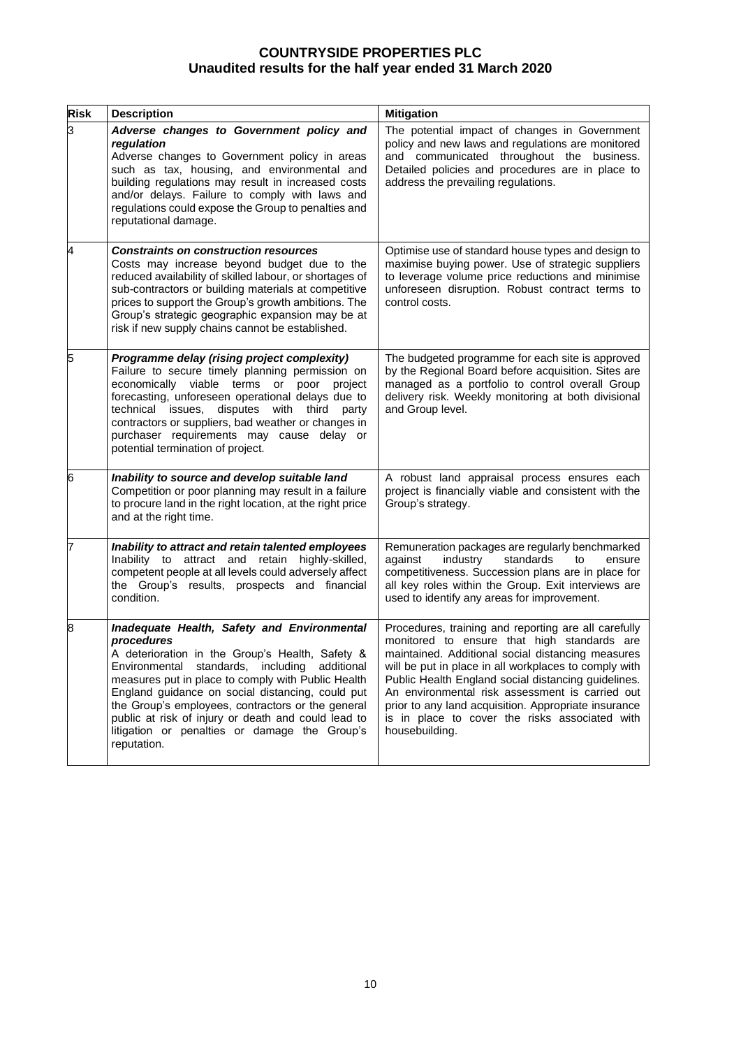| Risk | Description | Mitigation |
|---|---|---|
| 3 | ***Adverse changes to Government policy and regulation*** Adverse changes to Government policy in areas such as tax, housing, and environmental and building regulations may result in increased costs and/or delays. Failure to comply with laws and regulations could expose the Group to penalties and reputational damage. | The potential impact of changes in Government policy and new laws and regulations are monitored and communicated throughout the business. Detailed policies and procedures are in place to address the prevailing regulations. |
| 4 | ***Constraints on construction resources*** Costs may increase beyond budget due to the reduced availability of skilled labour, or shortages of sub-contractors or building materials at competitive prices to support the Group's growth ambitions. The Group's strategic geographic expansion may be at risk if new supply chains cannot be established. | Optimise use of standard house types and design to maximise buying power. Use of strategic suppliers to leverage volume price reductions and minimise unforeseen disruption. Robust contract terms to control costs. |
| 5 | ***Programme delay (rising project complexity)*** Failure to secure timely planning permission on economically viable terms or poor project forecasting, unforeseen operational delays due to technical issues, disputes with third party contractors or suppliers, bad weather or changes in purchaser requirements may cause delay or potential termination of project. | The budgeted programme for each site is approved by the Regional Board before acquisition. Sites are managed as a portfolio to control overall Group delivery risk. Weekly monitoring at both divisional and Group level. |
| 6 | ***Inability to source and develop suitable land*** Competition or poor planning may result in a failure to procure land in the right location, at the right price and at the right time. | A robust land appraisal process ensures each project is financially viable and consistent with the Group's strategy. |
| 7 | ***Inability to attract and retain talented employees*** Inability to attract and retain highly-skilled, competent people at all levels could adversely affect the Group's results, prospects and financial condition. | Remuneration packages are regularly benchmarked against industry standards to ensure competitiveness. Succession plans are in place for all key roles within the Group. Exit interviews are used to identify any areas for improvement. |
| 8 | ***Inadequate Health, Safety and Environmental procedures*** A deterioration in the Group's Health, Safety & Environmental standards, including additional measures put in place to comply with Public Health England guidance on social distancing, could put the Group's employees, contractors or the general public at risk of injury or death and could lead to litigation or penalties or damage the Group's reputation. | Procedures, training and reporting are all carefully monitored to ensure that high standards are maintained. Additional social distancing measures will be put in place in all workplaces to comply with Public Health England social distancing guidelines. An environmental risk assessment is carried out prior to any land acquisition. Appropriate insurance is in place to cover the risks associated with housebuilding. |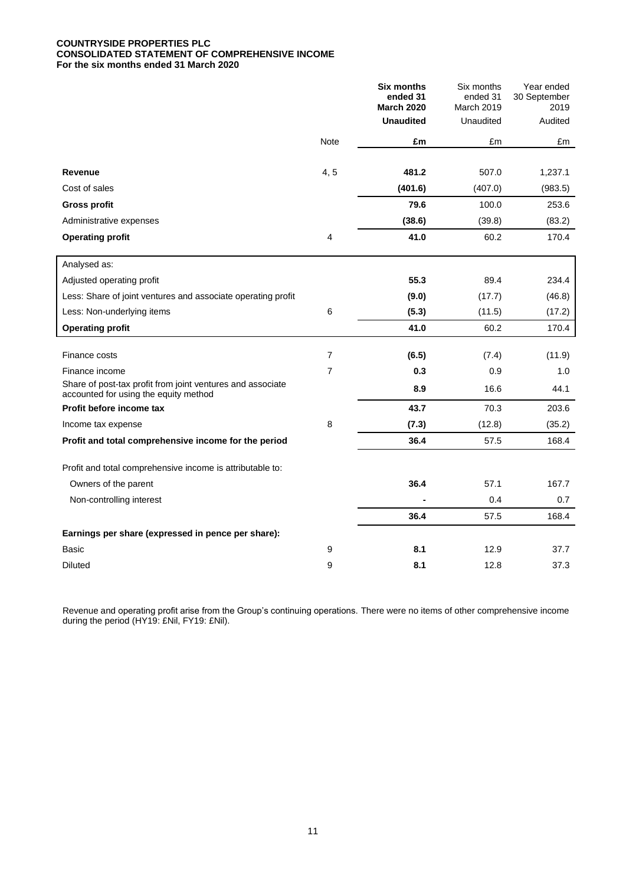**COUNTRYSIDE PROPERTIES PLC**
**CONSOLIDATED STATEMENT OF COMPREHENSIVE INCOME**
**For the six months ended 31 March 2020**

| | Note | **Six months ended 31 March 2020 Unaudited £m** | Six months ended 31 March 2019 Unaudited £m | Year ended 30 September 2019 Audited £m |
|---|---|---|---|---|
| **Revenue** | 4, 5 | **481.2** | 507.0 | 1,237.1 |
| Cost of sales | | **(401.6)** | (407.0) | (983.5) |
| **Gross profit** | | **79.6** | 100.0 | 253.6 |
| Administrative expenses | | **(38.6)** | (39.8) | (83.2) |
| **Operating profit** | 4 | **41.0** | 60.2 | 170.4 |
| Analysed as: | | | | |
| Adjusted operating profit | | **55.3** | 89.4 | 234.4 |
| Less: Share of joint ventures and associate operating profit | | **(9.0)** | (17.7) | (46.8) |
| Less: Non-underlying items | 6 | **(5.3)** | (11.5) | (17.2) |
| **Operating profit** | | **41.0** | 60.2 | 170.4 |
| Finance costs | 7 | **(6.5)** | (7.4) | (11.9) |
| Finance income | 7 | **0.3** | 0.9 | 1.0 |
| Share of post-tax profit from joint ventures and associate accounted for using the equity method | | **8.9** | 16.6 | 44.1 |
| **Profit before income tax** | | **43.7** | 70.3 | 203.6 |
| Income tax expense | 8 | **(7.3)** | (12.8) | (35.2) |
| **Profit and total comprehensive income for the period** | | **36.4** | 57.5 | 168.4 |
| Profit and total comprehensive income is attributable to: | | | | |
| Owners of the parent | | **36.4** | 57.1 | 167.7 |
| Non-controlling interest | | **-** | 0.4 | 0.7 |
| | | **36.4** | 57.5 | 168.4 |
| **Earnings per share (expressed in pence per share):** | | | | |
| Basic | 9 | **8.1** | 12.9 | 37.7 |
| Diluted | 9 | **8.1** | 12.8 | 37.3 |

Revenue and operating profit arise from the Group's continuing operations. There were no items of other comprehensive income during the period (HY19: £Nil, FY19: £Nil).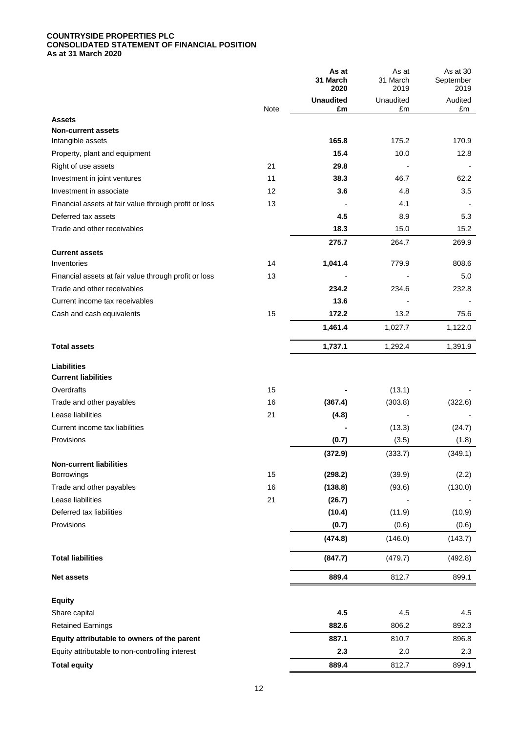**COUNTRYSIDE PROPERTIES PLC**
**CONSOLIDATED STATEMENT OF FINANCIAL POSITION**
**As at 31 March 2020**

| | Note | **As at 31 March 2020** | As at 31 March 2019 | As at 30 September 2019 |
|---|---|---|---|---|
| | | **Unaudited** | Unaudited | Audited |
| | | **£m** | £m | £m |
| **Assets** | | | | |
| **Non-current assets** | | | | |
| Intangible assets | | **165.8** | 175.2 | 170.9 |
| Property, plant and equipment | | **15.4** | 10.0 | 12.8 |
| Right of use assets | 21 | **29.8** | - | - |
| Investment in joint ventures | 11 | **38.3** | 46.7 | 62.2 |
| Investment in associate | 12 | **3.6** | 4.8 | 3.5 |
| Financial assets at fair value through profit or loss | 13 | - | 4.1 | - |
| Deferred tax assets | | **4.5** | 8.9 | 5.3 |
| Trade and other receivables | | **18.3** | 15.0 | 15.2 |
| | | **275.7** | 264.7 | 269.9 |
| **Current assets** | | | | |
| Inventories | 14 | **1,041.4** | 779.9 | 808.6 |
| Financial assets at fair value through profit or loss | 13 | - | - | 5.0 |
| Trade and other receivables | | **234.2** | 234.6 | 232.8 |
| Current income tax receivables | | **13.6** | - | - |
| Cash and cash equivalents | 15 | **172.2** | 13.2 | 75.6 |
| | | **1,461.4** | 1,027.7 | 1,122.0 |
| **Total assets** | | **1,737.1** | 1,292.4 | 1,391.9 |
| **Liabilities** | | | | |
| **Current liabilities** | | | | |
| Overdrafts | 15 | **-** | (13.1) | - |
| Trade and other payables | 16 | **(367.4)** | (303.8) | (322.6) |
| Lease liabilities | 21 | **(4.8)** | - | - |
| Current income tax liabilities | | **-** | (13.3) | (24.7) |
| Provisions | | **(0.7)** | (3.5) | (1.8) |
| | | **(372.9)** | (333.7) | (349.1) |
| **Non-current liabilities** | | | | |
| Borrowings | 15 | **(298.2)** | (39.9) | (2.2) |
| Trade and other payables | 16 | **(138.8)** | (93.6) | (130.0) |
| Lease liabilities | 21 | **(26.7)** | - | - |
| Deferred tax liabilities | | **(10.4)** | (11.9) | (10.9) |
| Provisions | | **(0.7)** | (0.6) | (0.6) |
| | | **(474.8)** | (146.0) | (143.7) |
| **Total liabilities** | | **(847.7)** | (479.7) | (492.8) |
| **Net assets** | | **889.4** | 812.7 | 899.1 |
| **Equity** | | | | |
| Share capital | | **4.5** | 4.5 | 4.5 |
| Retained Earnings | | **882.6** | 806.2 | 892.3 |
| **Equity attributable to owners of the parent** | | **887.1** | 810.7 | 896.8 |
| Equity attributable to non-controlling interest | | **2.3** | 2.0 | 2.3 |
| **Total equity** | | **889.4** | 812.7 | 899.1 |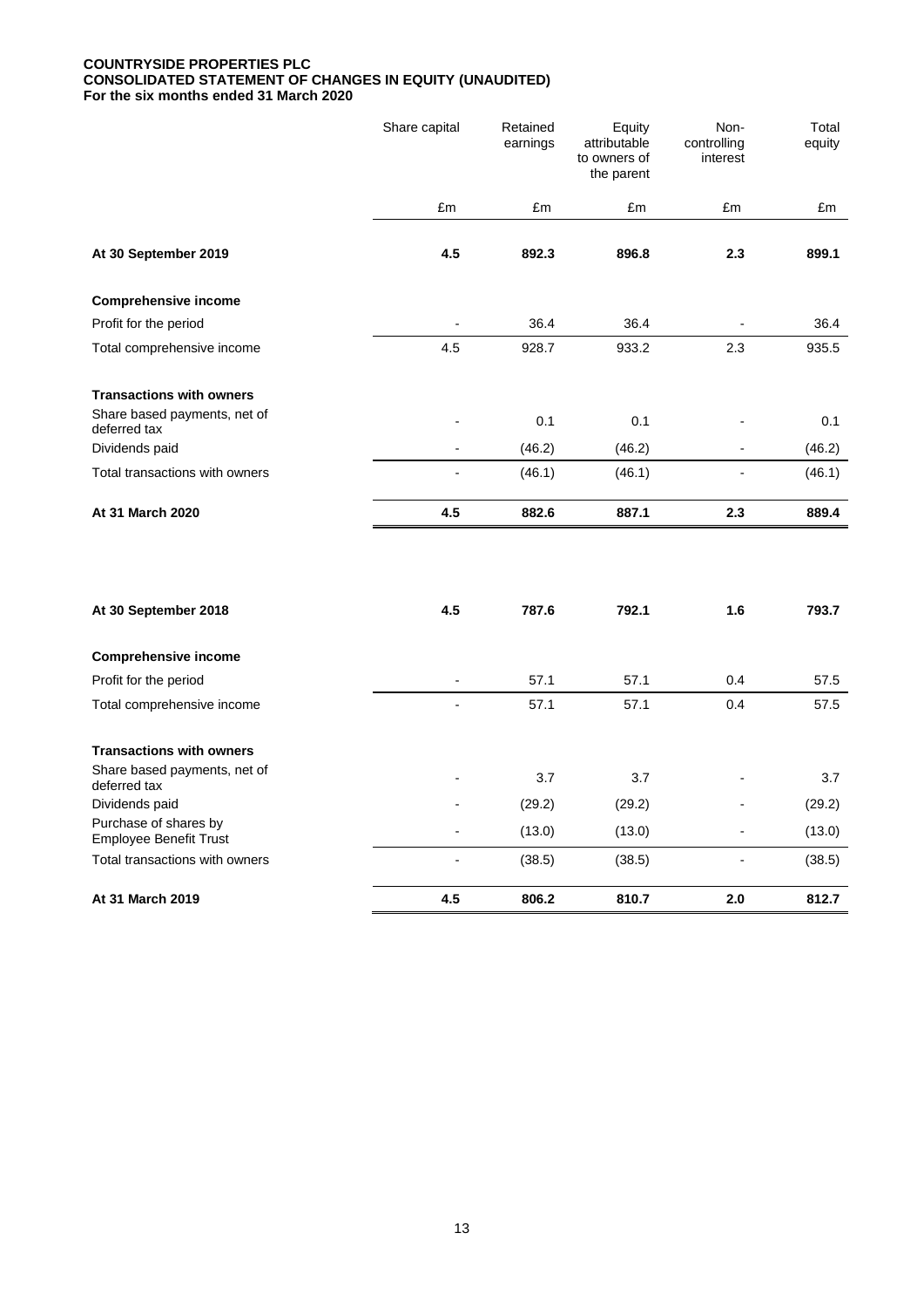**COUNTRYSIDE PROPERTIES PLC**
**CONSOLIDATED STATEMENT OF CHANGES IN EQUITY (UNAUDITED)**
**For the six months ended 31 March 2020**

| | Share capital | Retained earnings | Equity attributable to owners of the parent | Non-controlling interest | Total equity |
|---|---|---|---|---|---|
| | £m | £m | £m | £m | £m |
| **At 30 September 2019** | **4.5** | **892.3** | **896.8** | **2.3** | **899.1** |
| **Comprehensive income** | | | | | |
| Profit for the period | - | 36.4 | 36.4 | - | 36.4 |
| Total comprehensive income | 4.5 | 928.7 | 933.2 | 2.3 | 935.5 |
| **Transactions with owners** | | | | | |
| Share based payments, net of deferred tax | - | 0.1 | 0.1 | - | 0.1 |
| Dividends paid | - | (46.2) | (46.2) | - | (46.2) |
| Total transactions with owners | - | (46.1) | (46.1) | - | (46.1) |
| **At 31 March 2020** | **4.5** | **882.6** | **887.1** | **2.3** | **889.4** |
| | | | | | |
| **At 30 September 2018** | **4.5** | **787.6** | **792.1** | **1.6** | **793.7** |
| **Comprehensive income** | | | | | |
| Profit for the period | - | 57.1 | 57.1 | 0.4 | 57.5 |
| Total comprehensive income | - | 57.1 | 57.1 | 0.4 | 57.5 |
| **Transactions with owners** | | | | | |
| Share based payments, net of deferred tax | - | 3.7 | 3.7 | - | 3.7 |
| Dividends paid | - | (29.2) | (29.2) | - | (29.2) |
| Purchase of shares by Employee Benefit Trust | - | (13.0) | (13.0) | - | (13.0) |
| Total transactions with owners | - | (38.5) | (38.5) | - | (38.5) |
| **At 31 March 2019** | **4.5** | **806.2** | **810.7** | **2.0** | **812.7** |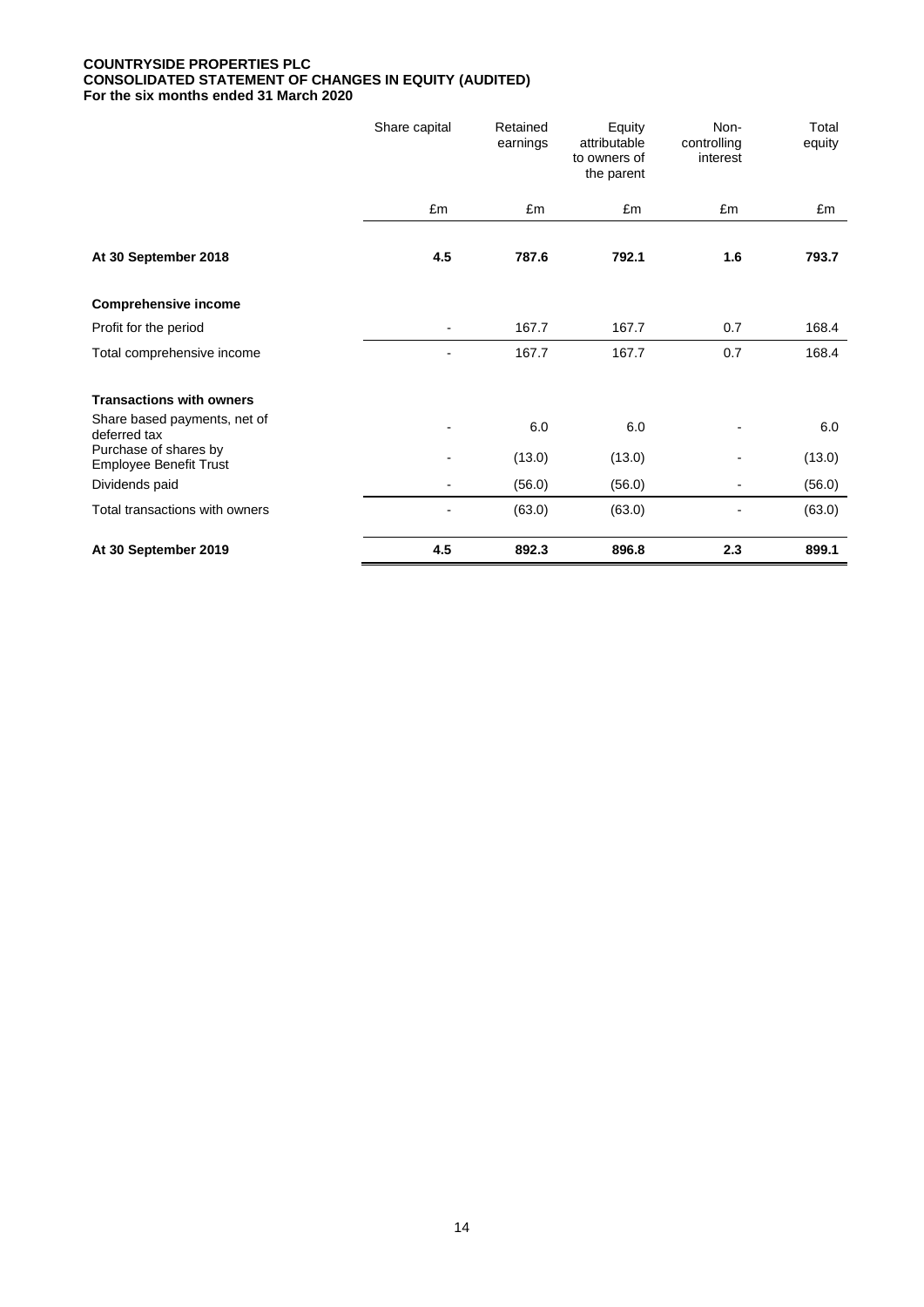**COUNTRYSIDE PROPERTIES PLC**
**CONSOLIDATED STATEMENT OF CHANGES IN EQUITY (AUDITED)**
**For the six months ended 31 March 2020**

| | Share capital | Retained earnings | Equity attributable to owners of the parent | Non-controlling interest | Total equity |
|---|---|---|---|---|---|
| | £m | £m | £m | £m | £m |
| **At 30 September 2018** | **4.5** | **787.6** | **792.1** | **1.6** | **793.7** |
| **Comprehensive income** | | | | | |
| Profit for the period | - | 167.7 | 167.7 | 0.7 | 168.4 |
| Total comprehensive income | - | 167.7 | 167.7 | 0.7 | 168.4 |
| **Transactions with owners** | | | | | |
| Share based payments, net of deferred tax | - | 6.0 | 6.0 | - | 6.0 |
| Purchase of shares by Employee Benefit Trust | - | (13.0) | (13.0) | - | (13.0) |
| Dividends paid | - | (56.0) | (56.0) | - | (56.0) |
| Total transactions with owners | - | (63.0) | (63.0) | - | (63.0) |
| **At 30 September 2019** | **4.5** | **892.3** | **896.8** | **2.3** | **899.1** |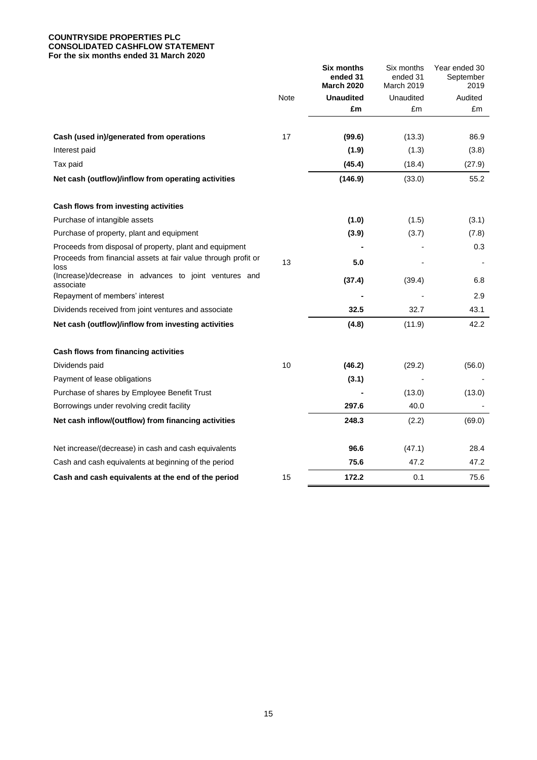**COUNTRYSIDE PROPERTIES PLC**
**CONSOLIDATED CASHFLOW STATEMENT**
**For the six months ended 31 March 2020**

| | Note | **Six months ended 31 March 2020** | Six months ended 31 March 2019 | Year ended 30 September 2019 |
|---|---|---|---|---|
| | | **Unaudited** | Unaudited | Audited |
| | | **£m** | £m | £m |
| **Cash (used in)/generated from operations** | 17 | **(99.6)** | (13.3) | 86.9 |
| Interest paid | | **(1.9)** | (1.3) | (3.8) |
| Tax paid | | **(45.4)** | (18.4) | (27.9) |
| **Net cash (outflow)/inflow from operating activities** | | **(146.9)** | (33.0) | 55.2 |
| | | | | |
| **Cash flows from investing activities** | | | | |
| Purchase of intangible assets | | **(1.0)** | (1.5) | (3.1) |
| Purchase of property, plant and equipment | | **(3.9)** | (3.7) | (7.8) |
| Proceeds from disposal of property, plant and equipment | | **-** | - | 0.3 |
| Proceeds from financial assets at fair value through profit or loss | 13 | **5.0** | - | - |
| (Increase)/decrease in advances to joint ventures and associate | | **(37.4)** | (39.4) | 6.8 |
| Repayment of members' interest | | **-** | - | 2.9 |
| Dividends received from joint ventures and associate | | **32.5** | 32.7 | 43.1 |
| **Net cash (outflow)/inflow from investing activities** | | **(4.8)** | (11.9) | 42.2 |
| | | | | |
| **Cash flows from financing activities** | | | | |
| Dividends paid | 10 | **(46.2)** | (29.2) | (56.0) |
| Payment of lease obligations | | **(3.1)** | - | - |
| Purchase of shares by Employee Benefit Trust | | **-** | (13.0) | (13.0) |
| Borrowings under revolving credit facility | | **297.6** | 40.0 | - |
| **Net cash inflow/(outflow) from financing activities** | | **248.3** | (2.2) | (69.0) |
| | | | | |
| Net increase/(decrease) in cash and cash equivalents | | **96.6** | (47.1) | 28.4 |
| Cash and cash equivalents at beginning of the period | | **75.6** | 47.2 | 47.2 |
| **Cash and cash equivalents at the end of the period** | 15 | **172.2** | 0.1 | 75.6 |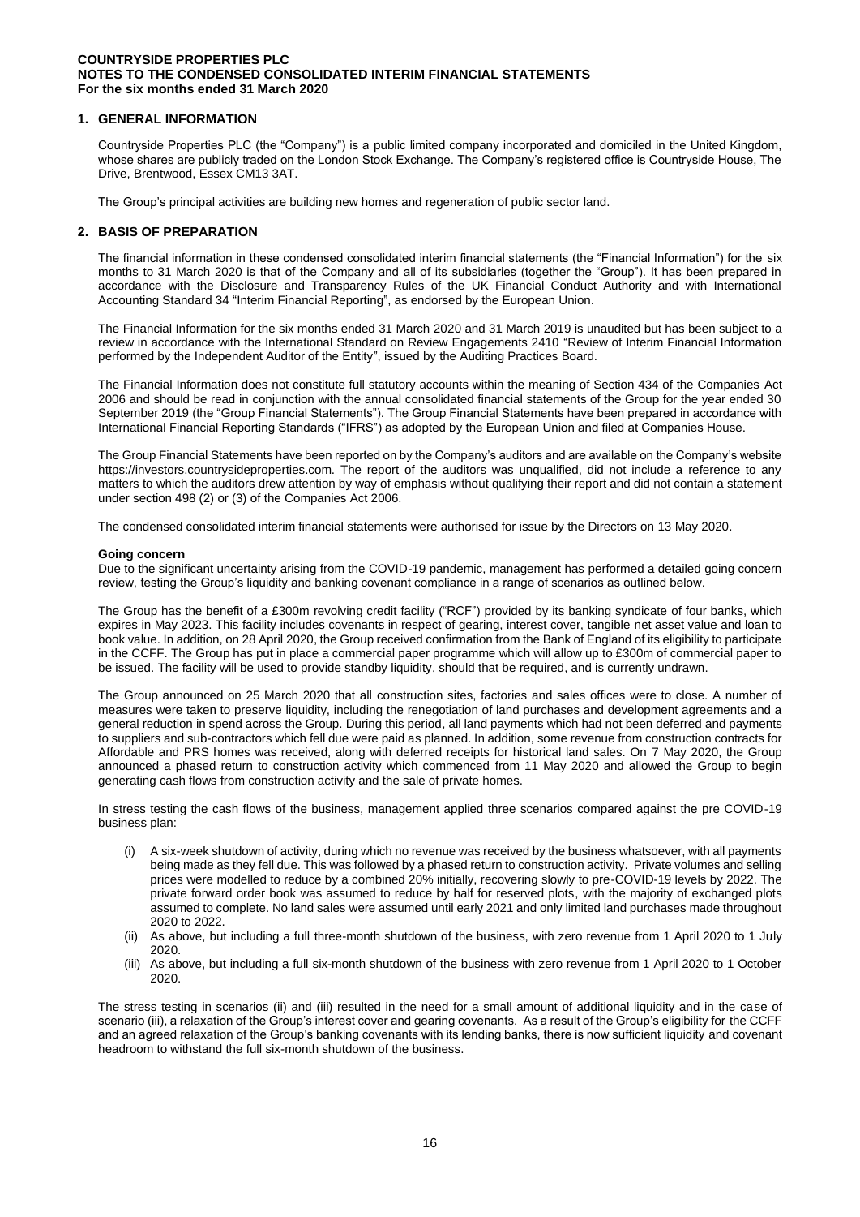**COUNTRYSIDE PROPERTIES PLC**
**NOTES TO THE CONDENSED CONSOLIDATED INTERIM FINANCIAL STATEMENTS**
**For the six months ended 31 March 2020**

## 1. GENERAL INFORMATION

Countryside Properties PLC (the "Company") is a public limited company incorporated and domiciled in the United Kingdom, whose shares are publicly traded on the London Stock Exchange. The Company's registered office is Countryside House, The Drive, Brentwood, Essex CM13 3AT.

The Group's principal activities are building new homes and regeneration of public sector land.

## 2. BASIS OF PREPARATION

The financial information in these condensed consolidated interim financial statements (the "Financial Information") for the six months to 31 March 2020 is that of the Company and all of its subsidiaries (together the "Group"). It has been prepared in accordance with the Disclosure and Transparency Rules of the UK Financial Conduct Authority and with International Accounting Standard 34 "Interim Financial Reporting", as endorsed by the European Union.

The Financial Information for the six months ended 31 March 2020 and 31 March 2019 is unaudited but has been subject to a review in accordance with the International Standard on Review Engagements 2410 "Review of Interim Financial Information performed by the Independent Auditor of the Entity", issued by the Auditing Practices Board.

The Financial Information does not constitute full statutory accounts within the meaning of Section 434 of the Companies Act 2006 and should be read in conjunction with the annual consolidated financial statements of the Group for the year ended 30 September 2019 (the "Group Financial Statements"). The Group Financial Statements have been prepared in accordance with International Financial Reporting Standards ("IFRS") as adopted by the European Union and filed at Companies House.

The Group Financial Statements have been reported on by the Company's auditors and are available on the Company's website https://investors.countrysideproperties.com. The report of the auditors was unqualified, did not include a reference to any matters to which the auditors drew attention by way of emphasis without qualifying their report and did not contain a statement under section 498 (2) or (3) of the Companies Act 2006.

The condensed consolidated interim financial statements were authorised for issue by the Directors on 13 May 2020.

**Going concern**

Due to the significant uncertainty arising from the COVID-19 pandemic, management has performed a detailed going concern review, testing the Group's liquidity and banking covenant compliance in a range of scenarios as outlined below.

The Group has the benefit of a £300m revolving credit facility ("RCF") provided by its banking syndicate of four banks, which expires in May 2023. This facility includes covenants in respect of gearing, interest cover, tangible net asset value and loan to book value. In addition, on 28 April 2020, the Group received confirmation from the Bank of England of its eligibility to participate in the CCFF. The Group has put in place a commercial paper programme which will allow up to £300m of commercial paper to be issued. The facility will be used to provide standby liquidity, should that be required, and is currently undrawn.

The Group announced on 25 March 2020 that all construction sites, factories and sales offices were to close. A number of measures were taken to preserve liquidity, including the renegotiation of land purchases and development agreements and a general reduction in spend across the Group. During this period, all land payments which had not been deferred and payments to suppliers and sub-contractors which fell due were paid as planned. In addition, some revenue from construction contracts for Affordable and PRS homes was received, along with deferred receipts for historical land sales. On 7 May 2020, the Group announced a phased return to construction activity which commenced from 11 May 2020 and allowed the Group to begin generating cash flows from construction activity and the sale of private homes.

In stress testing the cash flows of the business, management applied three scenarios compared against the pre COVID-19 business plan:

(i) A six-week shutdown of activity, during which no revenue was received by the business whatsoever, with all payments being made as they fell due. This was followed by a phased return to construction activity. Private volumes and selling prices were modelled to reduce by a combined 20% initially, recovering slowly to pre-COVID-19 levels by 2022. The private forward order book was assumed to reduce by half for reserved plots, with the majority of exchanged plots assumed to complete. No land sales were assumed until early 2021 and only limited land purchases made throughout 2020 to 2022.

(ii) As above, but including a full three-month shutdown of the business, with zero revenue from 1 April 2020 to 1 July 2020.

(iii) As above, but including a full six-month shutdown of the business with zero revenue from 1 April 2020 to 1 October 2020.

The stress testing in scenarios (ii) and (iii) resulted in the need for a small amount of additional liquidity and in the case of scenario (iii), a relaxation of the Group's interest cover and gearing covenants. As a result of the Group's eligibility for the CCFF and an agreed relaxation of the Group's banking covenants with its lending banks, there is now sufficient liquidity and covenant headroom to withstand the full six-month shutdown of the business.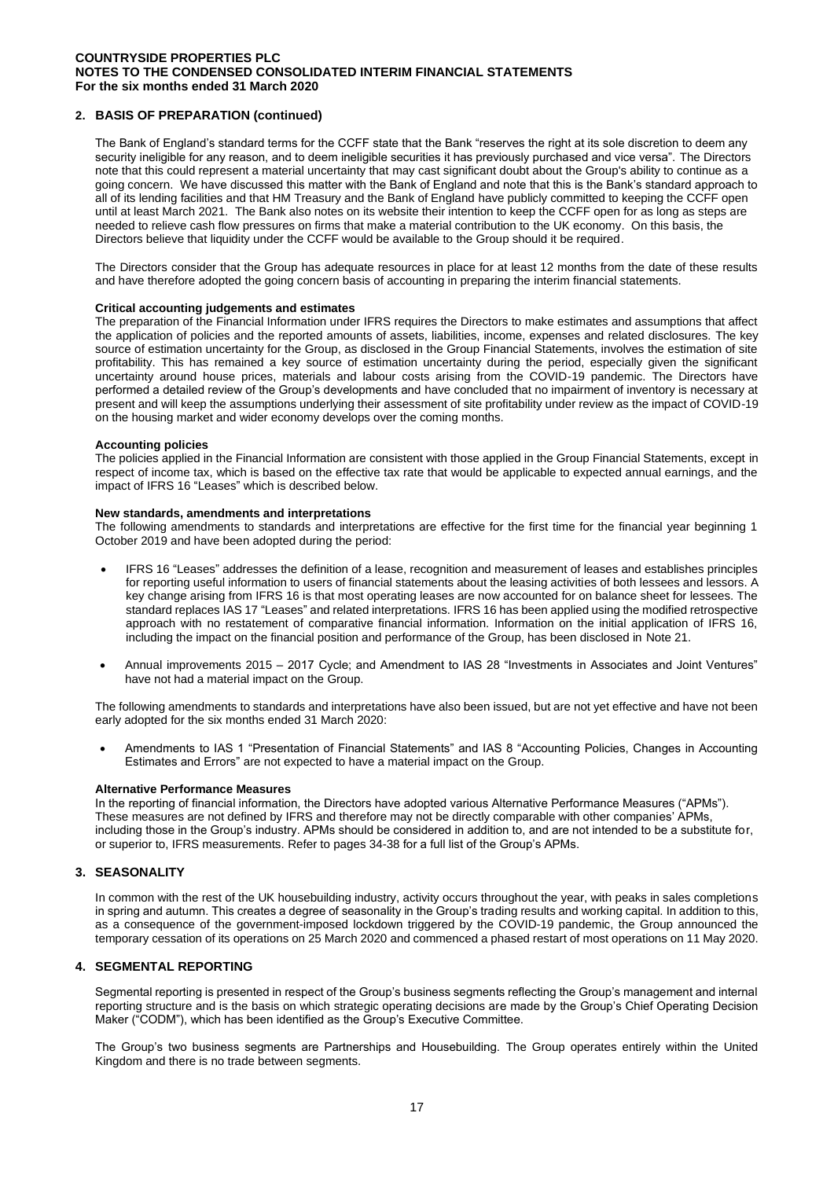## 2. BASIS OF PREPARATION (continued)

The Bank of England's standard terms for the CCFF state that the Bank "reserves the right at its sole discretion to deem any security ineligible for any reason, and to deem ineligible securities it has previously purchased and vice versa". The Directors note that this could represent a material uncertainty that may cast significant doubt about the Group's ability to continue as a going concern. We have discussed this matter with the Bank of England and note that this is the Bank's standard approach to all of its lending facilities and that HM Treasury and the Bank of England have publicly committed to keeping the CCFF open until at least March 2021. The Bank also notes on its website their intention to keep the CCFF open for as long as steps are needed to relieve cash flow pressures on firms that make a material contribution to the UK economy. On this basis, the Directors believe that liquidity under the CCFF would be available to the Group should it be required.

The Directors consider that the Group has adequate resources in place for at least 12 months from the date of these results and have therefore adopted the going concern basis of accounting in preparing the interim financial statements.

**Critical accounting judgements and estimates**

The preparation of the Financial Information under IFRS requires the Directors to make estimates and assumptions that affect the application of policies and the reported amounts of assets, liabilities, income, expenses and related disclosures. The key source of estimation uncertainty for the Group, as disclosed in the Group Financial Statements, involves the estimation of site profitability. This has remained a key source of estimation uncertainty during the period, especially given the significant uncertainty around house prices, materials and labour costs arising from the COVID-19 pandemic. The Directors have performed a detailed review of the Group's developments and have concluded that no impairment of inventory is necessary at present and will keep the assumptions underlying their assessment of site profitability under review as the impact of COVID-19 on the housing market and wider economy develops over the coming months.

**Accounting policies**

The policies applied in the Financial Information are consistent with those applied in the Group Financial Statements, except in respect of income tax, which is based on the effective tax rate that would be applicable to expected annual earnings, and the impact of IFRS 16 "Leases" which is described below.

**New standards, amendments and interpretations**

The following amendments to standards and interpretations are effective for the first time for the financial year beginning 1 October 2019 and have been adopted during the period:

- IFRS 16 "Leases" addresses the definition of a lease, recognition and measurement of leases and establishes principles for reporting useful information to users of financial statements about the leasing activities of both lessees and lessors. A key change arising from IFRS 16 is that most operating leases are now accounted for on balance sheet for lessees. The standard replaces IAS 17 "Leases" and related interpretations. IFRS 16 has been applied using the modified retrospective approach with no restatement of comparative financial information. Information on the initial application of IFRS 16, including the impact on the financial position and performance of the Group, has been disclosed in Note 21.
- Annual improvements 2015 – 2017 Cycle; and Amendment to IAS 28 "Investments in Associates and Joint Ventures" have not had a material impact on the Group.

The following amendments to standards and interpretations have also been issued, but are not yet effective and have not been early adopted for the six months ended 31 March 2020:

- Amendments to IAS 1 "Presentation of Financial Statements" and IAS 8 "Accounting Policies, Changes in Accounting Estimates and Errors" are not expected to have a material impact on the Group.

**Alternative Performance Measures**

In the reporting of financial information, the Directors have adopted various Alternative Performance Measures ("APMs"). These measures are not defined by IFRS and therefore may not be directly comparable with other companies' APMs, including those in the Group's industry. APMs should be considered in addition to, and are not intended to be a substitute for, or superior to, IFRS measurements. Refer to pages 34-38 for a full list of the Group's APMs.

## 3. SEASONALITY

In common with the rest of the UK housebuilding industry, activity occurs throughout the year, with peaks in sales completions in spring and autumn. This creates a degree of seasonality in the Group's trading results and working capital. In addition to this, as a consequence of the government-imposed lockdown triggered by the COVID-19 pandemic, the Group announced the temporary cessation of its operations on 25 March 2020 and commenced a phased restart of most operations on 11 May 2020.

## 4. SEGMENTAL REPORTING

Segmental reporting is presented in respect of the Group's business segments reflecting the Group's management and internal reporting structure and is the basis on which strategic operating decisions are made by the Group's Chief Operating Decision Maker ("CODM"), which has been identified as the Group's Executive Committee.

The Group's two business segments are Partnerships and Housebuilding. The Group operates entirely within the United Kingdom and there is no trade between segments.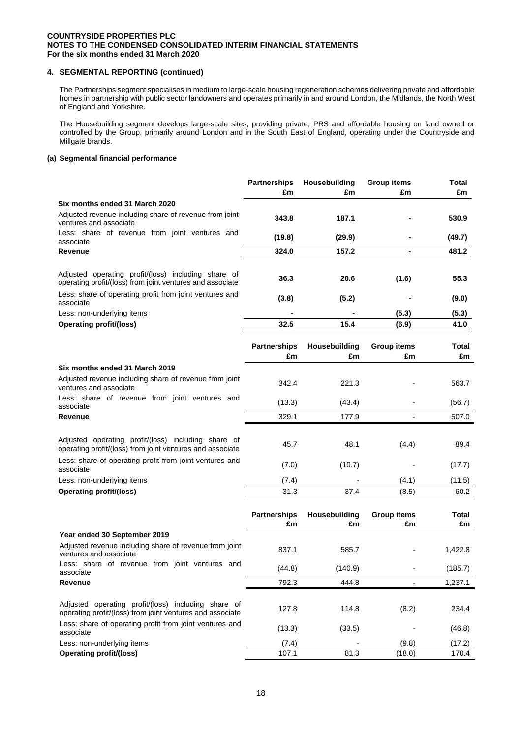**COUNTRYSIDE PROPERTIES PLC**
**NOTES TO THE CONDENSED CONSOLIDATED INTERIM FINANCIAL STATEMENTS**
**For the six months ended 31 March 2020**

## 4. SEGMENTAL REPORTING (continued)

The Partnerships segment specialises in medium to large-scale housing regeneration schemes delivering private and affordable homes in partnership with public sector landowners and operates primarily in and around London, the Midlands, the North West of England and Yorkshire.

The Housebuilding segment develops large-scale sites, providing private, PRS and affordable housing on land owned or controlled by the Group, primarily around London and in the South East of England, operating under the Countryside and Millgate brands.

### (a) Segmental financial performance

| | Partnerships £m | Housebuilding £m | Group items £m | Total £m |
|---|---|---|---|---|
| **Six months ended 31 March 2020** | | | | |
| Adjusted revenue including share of revenue from joint ventures and associate | **343.8** | **187.1** | **-** | **530.9** |
| Less: share of revenue from joint ventures and associate | **(19.8)** | **(29.9)** | **-** | **(49.7)** |
| **Revenue** | **324.0** | **157.2** | **-** | **481.2** |
| Adjusted operating profit/(loss) including share of operating profit/(loss) from joint ventures and associate | **36.3** | **20.6** | **(1.6)** | **55.3** |
| Less: share of operating profit from joint ventures and associate | **(3.8)** | **(5.2)** | **-** | **(9.0)** |
| Less: non-underlying items | **-** | **-** | **(5.3)** | **(5.3)** |
| **Operating profit/(loss)** | **32.5** | **15.4** | **(6.9)** | **41.0** |

| | Partnerships £m | Housebuilding £m | Group items £m | Total £m |
|---|---|---|---|---|
| **Six months ended 31 March 2019** | | | | |
| Adjusted revenue including share of revenue from joint ventures and associate | 342.4 | 221.3 | - | 563.7 |
| Less: share of revenue from joint ventures and associate | (13.3) | (43.4) | - | (56.7) |
| **Revenue** | 329.1 | 177.9 | - | 507.0 |
| Adjusted operating profit/(loss) including share of operating profit/(loss) from joint ventures and associate | 45.7 | 48.1 | (4.4) | 89.4 |
| Less: share of operating profit from joint ventures and associate | (7.0) | (10.7) | - | (17.7) |
| Less: non-underlying items | (7.4) | - | (4.1) | (11.5) |
| **Operating profit/(loss)** | 31.3 | 37.4 | (8.5) | 60.2 |

| | Partnerships £m | Housebuilding £m | Group items £m | Total £m |
|---|---|---|---|---|
| **Year ended 30 September 2019** | | | | |
| Adjusted revenue including share of revenue from joint ventures and associate | 837.1 | 585.7 | - | 1,422.8 |
| Less: share of revenue from joint ventures and associate | (44.8) | (140.9) | - | (185.7) |
| **Revenue** | 792.3 | 444.8 | - | 1,237.1 |
| Adjusted operating profit/(loss) including share of operating profit/(loss) from joint ventures and associate | 127.8 | 114.8 | (8.2) | 234.4 |
| Less: share of operating profit from joint ventures and associate | (13.3) | (33.5) | - | (46.8) |
| Less: non-underlying items | (7.4) | - | (9.8) | (17.2) |
| **Operating profit/(loss)** | 107.1 | 81.3 | (18.0) | 170.4 |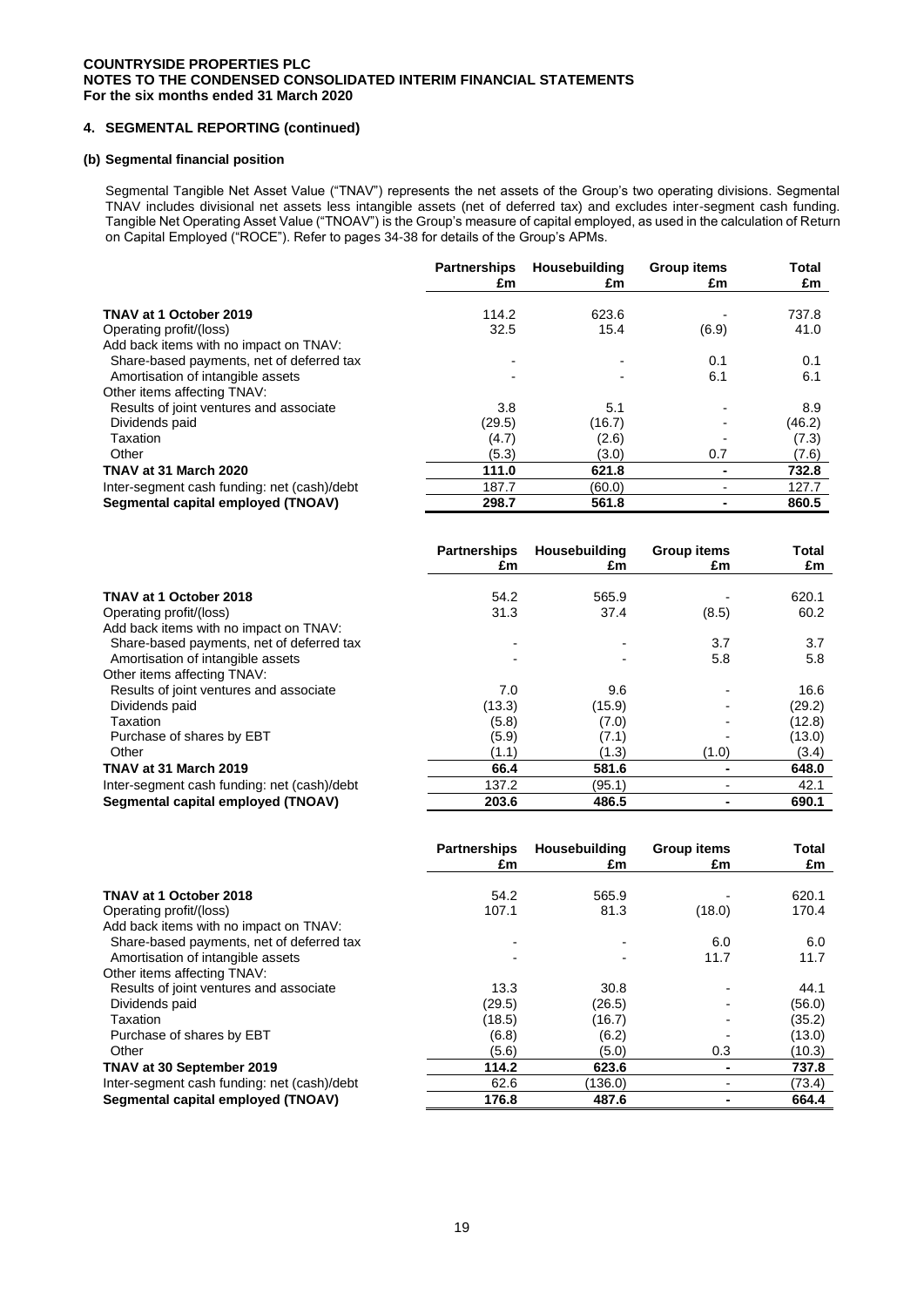**COUNTRYSIDE PROPERTIES PLC**
**NOTES TO THE CONDENSED CONSOLIDATED INTERIM FINANCIAL STATEMENTS**
**For the six months ended 31 March 2020**

## 4. SEGMENTAL REPORTING (continued)

### (b) Segmental financial position

Segmental Tangible Net Asset Value ("TNAV") represents the net assets of the Group's two operating divisions. Segmental TNAV includes divisional net assets less intangible assets (net of deferred tax) and excludes inter-segment cash funding. Tangible Net Operating Asset Value ("TNOAV") is the Group's measure of capital employed, as used in the calculation of Return on Capital Employed ("ROCE"). Refer to pages 34-38 for details of the Group's APMs.

| | Partnerships £m | Housebuilding £m | Group items £m | Total £m |
|---|---|---|---|---|
| **TNAV at 1 October 2019** | 114.2 | 623.6 | - | 737.8 |
| Operating profit/(loss) | 32.5 | 15.4 | (6.9) | 41.0 |
| Add back items with no impact on TNAV: | | | | |
| Share-based payments, net of deferred tax | - | - | 0.1 | 0.1 |
| Amortisation of intangible assets | - | - | 6.1 | 6.1 |
| Other items affecting TNAV: | | | | |
| Results of joint ventures and associate | 3.8 | 5.1 | - | 8.9 |
| Dividends paid | (29.5) | (16.7) | - | (46.2) |
| Taxation | (4.7) | (2.6) | - | (7.3) |
| Other | (5.3) | (3.0) | 0.7 | (7.6) |
| **TNAV at 31 March 2020** | **111.0** | **621.8** | **-** | **732.8** |
| Inter-segment cash funding: net (cash)/debt | 187.7 | (60.0) | - | 127.7 |
| **Segmental capital employed (TNOAV)** | **298.7** | **561.8** | **-** | **860.5** |

| | Partnerships £m | Housebuilding £m | Group items £m | Total £m |
|---|---|---|---|---|
| **TNAV at 1 October 2018** | 54.2 | 565.9 | - | 620.1 |
| Operating profit/(loss) | 31.3 | 37.4 | (8.5) | 60.2 |
| Add back items with no impact on TNAV: | | | | |
| Share-based payments, net of deferred tax | - | - | 3.7 | 3.7 |
| Amortisation of intangible assets | - | - | 5.8 | 5.8 |
| Other items affecting TNAV: | | | | |
| Results of joint ventures and associate | 7.0 | 9.6 | - | 16.6 |
| Dividends paid | (13.3) | (15.9) | - | (29.2) |
| Taxation | (5.8) | (7.0) | - | (12.8) |
| Purchase of shares by EBT | (5.9) | (7.1) | - | (13.0) |
| Other | (1.1) | (1.3) | (1.0) | (3.4) |
| **TNAV at 31 March 2019** | **66.4** | **581.6** | **-** | **648.0** |
| Inter-segment cash funding: net (cash)/debt | 137.2 | (95.1) | - | 42.1 |
| **Segmental capital employed (TNOAV)** | **203.6** | **486.5** | **-** | **690.1** |

| | Partnerships £m | Housebuilding £m | Group items £m | Total £m |
|---|---|---|---|---|
| **TNAV at 1 October 2018** | 54.2 | 565.9 | - | 620.1 |
| Operating profit/(loss) | 107.1 | 81.3 | (18.0) | 170.4 |
| Add back items with no impact on TNAV: | | | | |
| Share-based payments, net of deferred tax | - | - | 6.0 | 6.0 |
| Amortisation of intangible assets | - | - | 11.7 | 11.7 |
| Other items affecting TNAV: | | | | |
| Results of joint ventures and associate | 13.3 | 30.8 | - | 44.1 |
| Dividends paid | (29.5) | (26.5) | - | (56.0) |
| Taxation | (18.5) | (16.7) | - | (35.2) |
| Purchase of shares by EBT | (6.8) | (6.2) | - | (13.0) |
| Other | (5.6) | (5.0) | 0.3 | (10.3) |
| **TNAV at 30 September 2019** | **114.2** | **623.6** | **-** | **737.8** |
| Inter-segment cash funding: net (cash)/debt | 62.6 | (136.0) | - | (73.4) |
| **Segmental capital employed (TNOAV)** | **176.8** | **487.6** | **-** | **664.4** |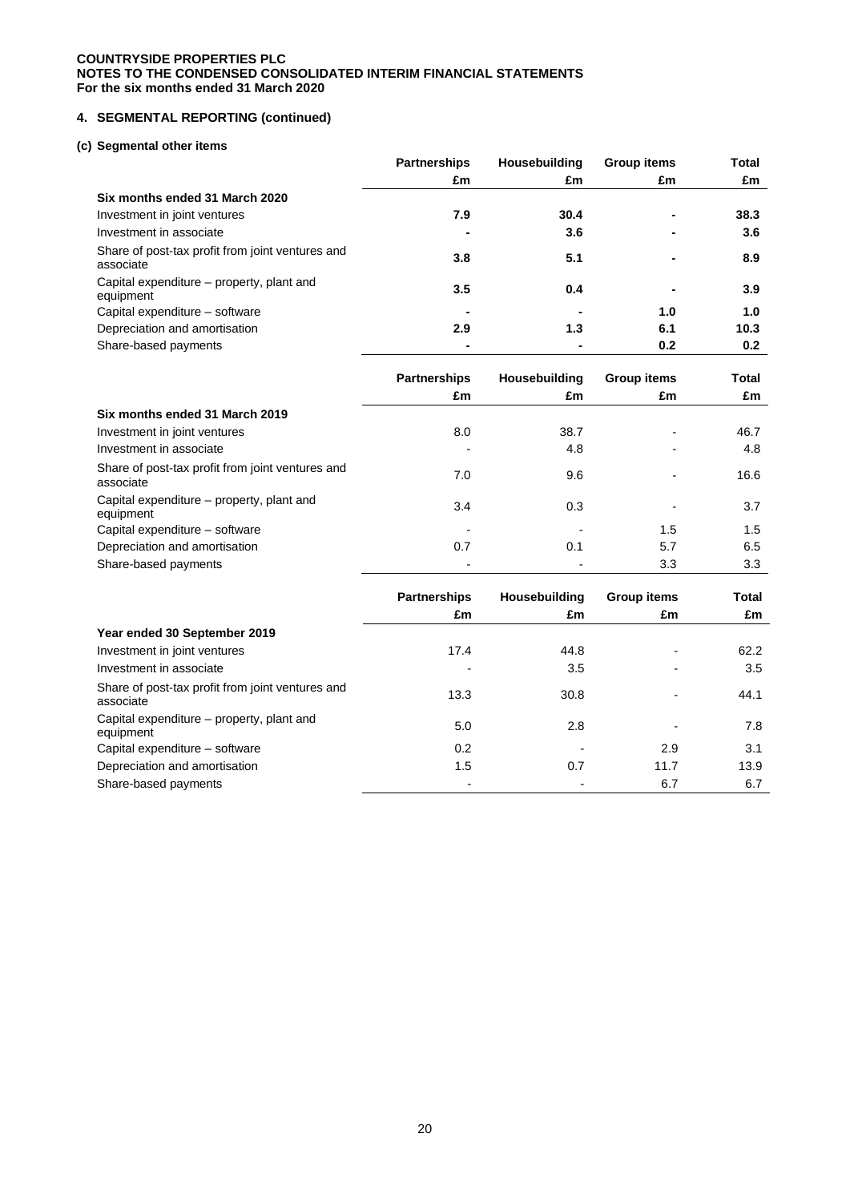**COUNTRYSIDE PROPERTIES PLC**
**NOTES TO THE CONDENSED CONSOLIDATED INTERIM FINANCIAL STATEMENTS**
**For the six months ended 31 March 2020**

## 4. SEGMENTAL REPORTING (continued)

### (c) Segmental other items

| | Partnerships £m | Housebuilding £m | Group items £m | Total £m |
|---|---|---|---|---|
| **Six months ended 31 March 2020** | | | | |
| Investment in joint ventures | **7.9** | **30.4** | **-** | **38.3** |
| Investment in associate | **-** | **3.6** | **-** | **3.6** |
| Share of post-tax profit from joint ventures and associate | **3.8** | **5.1** | **-** | **8.9** |
| Capital expenditure – property, plant and equipment | **3.5** | **0.4** | **-** | **3.9** |
| Capital expenditure – software | **-** | **-** | **1.0** | **1.0** |
| Depreciation and amortisation | **2.9** | **1.3** | **6.1** | **10.3** |
| Share-based payments | **-** | **-** | **0.2** | **0.2** |

| | Partnerships £m | Housebuilding £m | Group items £m | Total £m |
|---|---|---|---|---|
| **Six months ended 31 March 2019** | | | | |
| Investment in joint ventures | 8.0 | 38.7 | - | 46.7 |
| Investment in associate | - | 4.8 | - | 4.8 |
| Share of post-tax profit from joint ventures and associate | 7.0 | 9.6 | - | 16.6 |
| Capital expenditure – property, plant and equipment | 3.4 | 0.3 | - | 3.7 |
| Capital expenditure – software | - | - | 1.5 | 1.5 |
| Depreciation and amortisation | 0.7 | 0.1 | 5.7 | 6.5 |
| Share-based payments | - | - | 3.3 | 3.3 |

| | Partnerships £m | Housebuilding £m | Group items £m | Total £m |
|---|---|---|---|---|
| **Year ended 30 September 2019** | | | | |
| Investment in joint ventures | 17.4 | 44.8 | - | 62.2 |
| Investment in associate | - | 3.5 | - | 3.5 |
| Share of post-tax profit from joint ventures and associate | 13.3 | 30.8 | - | 44.1 |
| Capital expenditure – property, plant and equipment | 5.0 | 2.8 | - | 7.8 |
| Capital expenditure – software | 0.2 | - | 2.9 | 3.1 |
| Depreciation and amortisation | 1.5 | 0.7 | 11.7 | 13.9 |
| Share-based payments | - | - | 6.7 | 6.7 |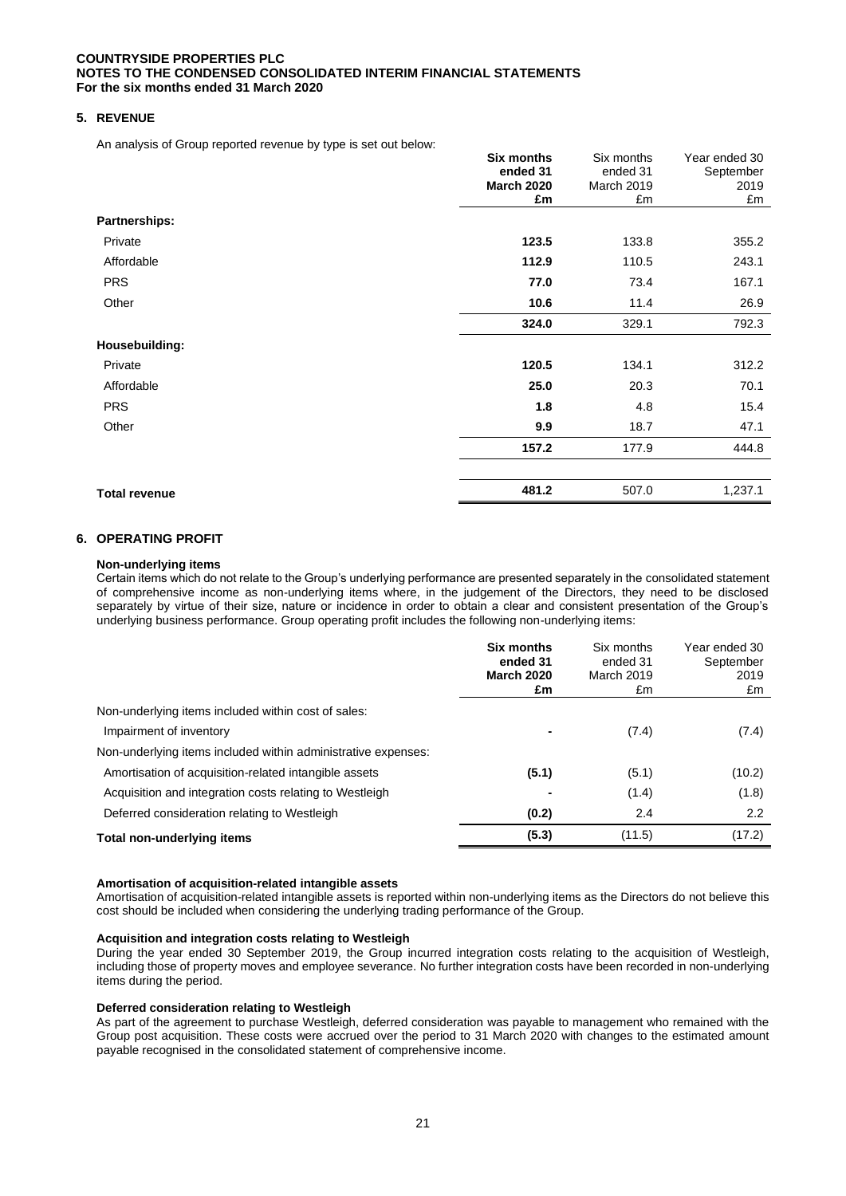**COUNTRYSIDE PROPERTIES PLC**
**NOTES TO THE CONDENSED CONSOLIDATED INTERIM FINANCIAL STATEMENTS**
**For the six months ended 31 March 2020**

## 5. REVENUE

An analysis of Group reported revenue by type is set out below:

| | **Six months ended 31 March 2020 £m** | Six months ended 31 March 2019 £m | Year ended 30 September 2019 £m |
|---|---|---|---|
| **Partnerships:** | | | |
| Private | **123.5** | 133.8 | 355.2 |
| Affordable | **112.9** | 110.5 | 243.1 |
| PRS | **77.0** | 73.4 | 167.1 |
| Other | **10.6** | 11.4 | 26.9 |
| | **324.0** | 329.1 | 792.3 |
| **Housebuilding:** | | | |
| Private | **120.5** | 134.1 | 312.2 |
| Affordable | **25.0** | 20.3 | 70.1 |
| PRS | **1.8** | 4.8 | 15.4 |
| Other | **9.9** | 18.7 | 47.1 |
| | **157.2** | 177.9 | 444.8 |
| **Total revenue** | **481.2** | 507.0 | 1,237.1 |

## 6. OPERATING PROFIT

**Non-underlying items**

Certain items which do not relate to the Group's underlying performance are presented separately in the consolidated statement of comprehensive income as non-underlying items where, in the judgement of the Directors, they need to be disclosed separately by virtue of their size, nature or incidence in order to obtain a clear and consistent presentation of the Group's underlying business performance. Group operating profit includes the following non-underlying items:

| | **Six months ended 31 March 2020 £m** | Six months ended 31 March 2019 £m | Year ended 30 September 2019 £m |
|---|---|---|---|
| Non-underlying items included within cost of sales: | | | |
| Impairment of inventory | **-** | (7.4) | (7.4) |
| Non-underlying items included within administrative expenses: | | | |
| Amortisation of acquisition-related intangible assets | **(5.1)** | (5.1) | (10.2) |
| Acquisition and integration costs relating to Westleigh | **-** | (1.4) | (1.8) |
| Deferred consideration relating to Westleigh | **(0.2)** | 2.4 | 2.2 |
| **Total non-underlying items** | **(5.3)** | (11.5) | (17.2) |

**Amortisation of acquisition-related intangible assets**

Amortisation of acquisition-related intangible assets is reported within non-underlying items as the Directors do not believe this cost should be included when considering the underlying trading performance of the Group.

**Acquisition and integration costs relating to Westleigh**

During the year ended 30 September 2019, the Group incurred integration costs relating to the acquisition of Westleigh, including those of property moves and employee severance. No further integration costs have been recorded in non-underlying items during the period.

**Deferred consideration relating to Westleigh**

As part of the agreement to purchase Westleigh, deferred consideration was payable to management who remained with the Group post acquisition. These costs were accrued over the period to 31 March 2020 with changes to the estimated amount payable recognised in the consolidated statement of comprehensive income.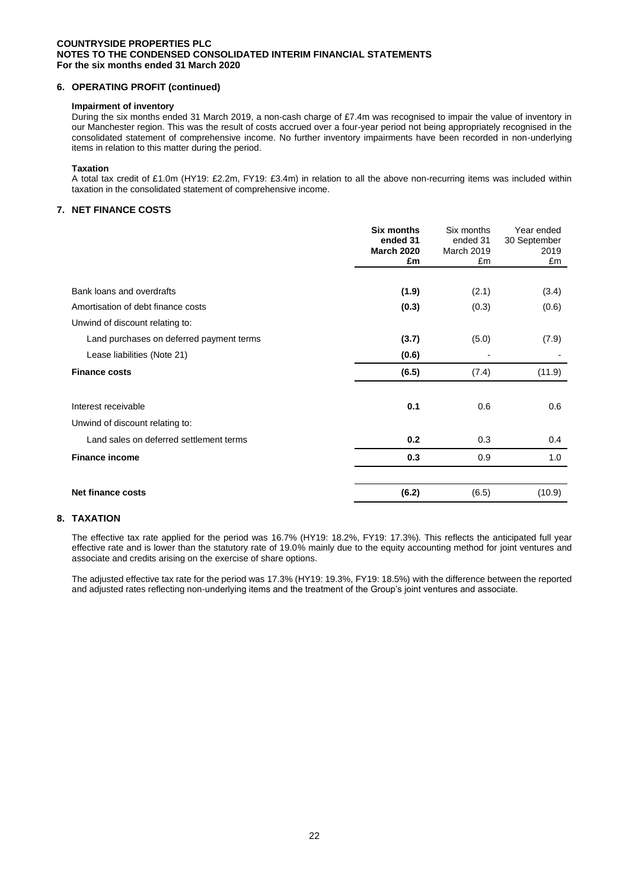**COUNTRYSIDE PROPERTIES PLC**
**NOTES TO THE CONDENSED CONSOLIDATED INTERIM FINANCIAL STATEMENTS**
**For the six months ended 31 March 2020**

## 6. OPERATING PROFIT (continued)

**Impairment of inventory**

During the six months ended 31 March 2019, a non-cash charge of £7.4m was recognised to impair the value of inventory in our Manchester region. This was the result of costs accrued over a four-year period not being appropriately recognised in the consolidated statement of comprehensive income. No further inventory impairments have been recorded in non-underlying items in relation to this matter during the period.

**Taxation**

A total tax credit of £1.0m (HY19: £2.2m, FY19: £3.4m) in relation to all the above non-recurring items was included within taxation in the consolidated statement of comprehensive income.

## 7. NET FINANCE COSTS

| | **Six months ended 31 March 2020 £m** | Six months ended 31 March 2019 £m | Year ended 30 September 2019 £m |
|---|---|---|---|
| Bank loans and overdrafts | **(1.9)** | (2.1) | (3.4) |
| Amortisation of debt finance costs | **(0.3)** | (0.3) | (0.6) |
| Unwind of discount relating to: | | | |
| Land purchases on deferred payment terms | **(3.7)** | (5.0) | (7.9) |
| Lease liabilities (Note 21) | **(0.6)** | - | - |
| **Finance costs** | **(6.5)** | (7.4) | (11.9) |
| Interest receivable | **0.1** | 0.6 | 0.6 |
| Unwind of discount relating to: | | | |
| Land sales on deferred settlement terms | **0.2** | 0.3 | 0.4 |
| **Finance income** | **0.3** | 0.9 | 1.0 |
| **Net finance costs** | **(6.2)** | (6.5) | (10.9) |

## 8. TAXATION

The effective tax rate applied for the period was 16.7% (HY19: 18.2%, FY19: 17.3%). This reflects the anticipated full year effective rate and is lower than the statutory rate of 19.0% mainly due to the equity accounting method for joint ventures and associate and credits arising on the exercise of share options.

The adjusted effective tax rate for the period was 17.3% (HY19: 19.3%, FY19: 18.5%) with the difference between the reported and adjusted rates reflecting non-underlying items and the treatment of the Group's joint ventures and associate.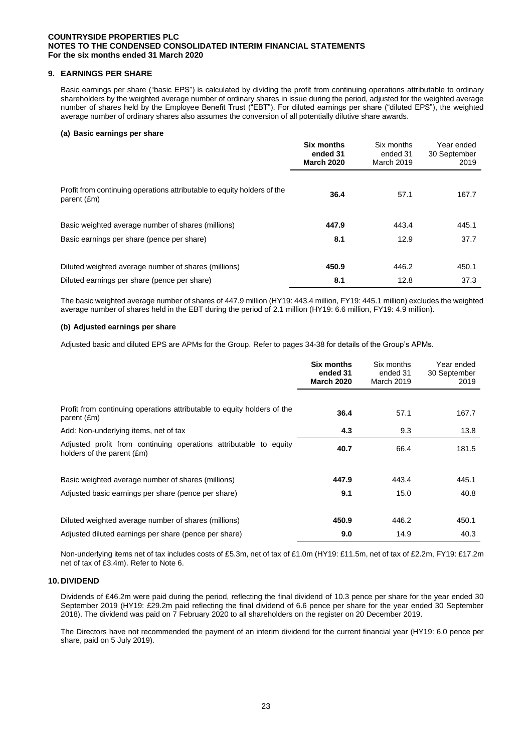COUNTRYSIDE PROPERTIES PLC
NOTES TO THE CONDENSED CONSOLIDATED INTERIM FINANCIAL STATEMENTS
For the six months ended 31 March 2020

## 9. EARNINGS PER SHARE

Basic earnings per share ("basic EPS") is calculated by dividing the profit from continuing operations attributable to ordinary shareholders by the weighted average number of ordinary shares in issue during the period, adjusted for the weighted average number of shares held by the Employee Benefit Trust ("EBT"). For diluted earnings per share ("diluted EPS"), the weighted average number of ordinary shares also assumes the conversion of all potentially dilutive share awards.

### (a) Basic earnings per share

| | **Six months ended 31 March 2020** | Six months ended 31 March 2019 | Year ended 30 September 2019 |
|---|---|---|---|
| Profit from continuing operations attributable to equity holders of the parent (£m) | **36.4** | 57.1 | 167.7 |
| Basic weighted average number of shares (millions) | **447.9** | 443.4 | 445.1 |
| Basic earnings per share (pence per share) | **8.1** | 12.9 | 37.7 |
| Diluted weighted average number of shares (millions) | **450.9** | 446.2 | 450.1 |
| Diluted earnings per share (pence per share) | **8.1** | 12.8 | 37.3 |

The basic weighted average number of shares of 447.9 million (HY19: 443.4 million, FY19: 445.1 million) excludes the weighted average number of shares held in the EBT during the period of 2.1 million (HY19: 6.6 million, FY19: 4.9 million).

### (b) Adjusted earnings per share

Adjusted basic and diluted EPS are APMs for the Group. Refer to pages 34-38 for details of the Group's APMs.

| | **Six months ended 31 March 2020** | Six months ended 31 March 2019 | Year ended 30 September 2019 |
|---|---|---|---|
| Profit from continuing operations attributable to equity holders of the parent (£m) | **36.4** | 57.1 | 167.7 |
| Add: Non-underlying items, net of tax | **4.3** | 9.3 | 13.8 |
| Adjusted profit from continuing operations attributable to equity holders of the parent (£m) | **40.7** | 66.4 | 181.5 |
| Basic weighted average number of shares (millions) | **447.9** | 443.4 | 445.1 |
| Adjusted basic earnings per share (pence per share) | **9.1** | 15.0 | 40.8 |
| Diluted weighted average number of shares (millions) | **450.9** | 446.2 | 450.1 |
| Adjusted diluted earnings per share (pence per share) | **9.0** | 14.9 | 40.3 |

Non-underlying items net of tax includes costs of £5.3m, net of tax of £1.0m (HY19: £11.5m, net of tax of £2.2m, FY19: £17.2m net of tax of £3.4m). Refer to Note 6.

## 10. DIVIDEND

Dividends of £46.2m were paid during the period, reflecting the final dividend of 10.3 pence per share for the year ended 30 September 2019 (HY19: £29.2m paid reflecting the final dividend of 6.6 pence per share for the year ended 30 September 2018). The dividend was paid on 7 February 2020 to all shareholders on the register on 20 December 2019.

The Directors have not recommended the payment of an interim dividend for the current financial year (HY19: 6.0 pence per share, paid on 5 July 2019).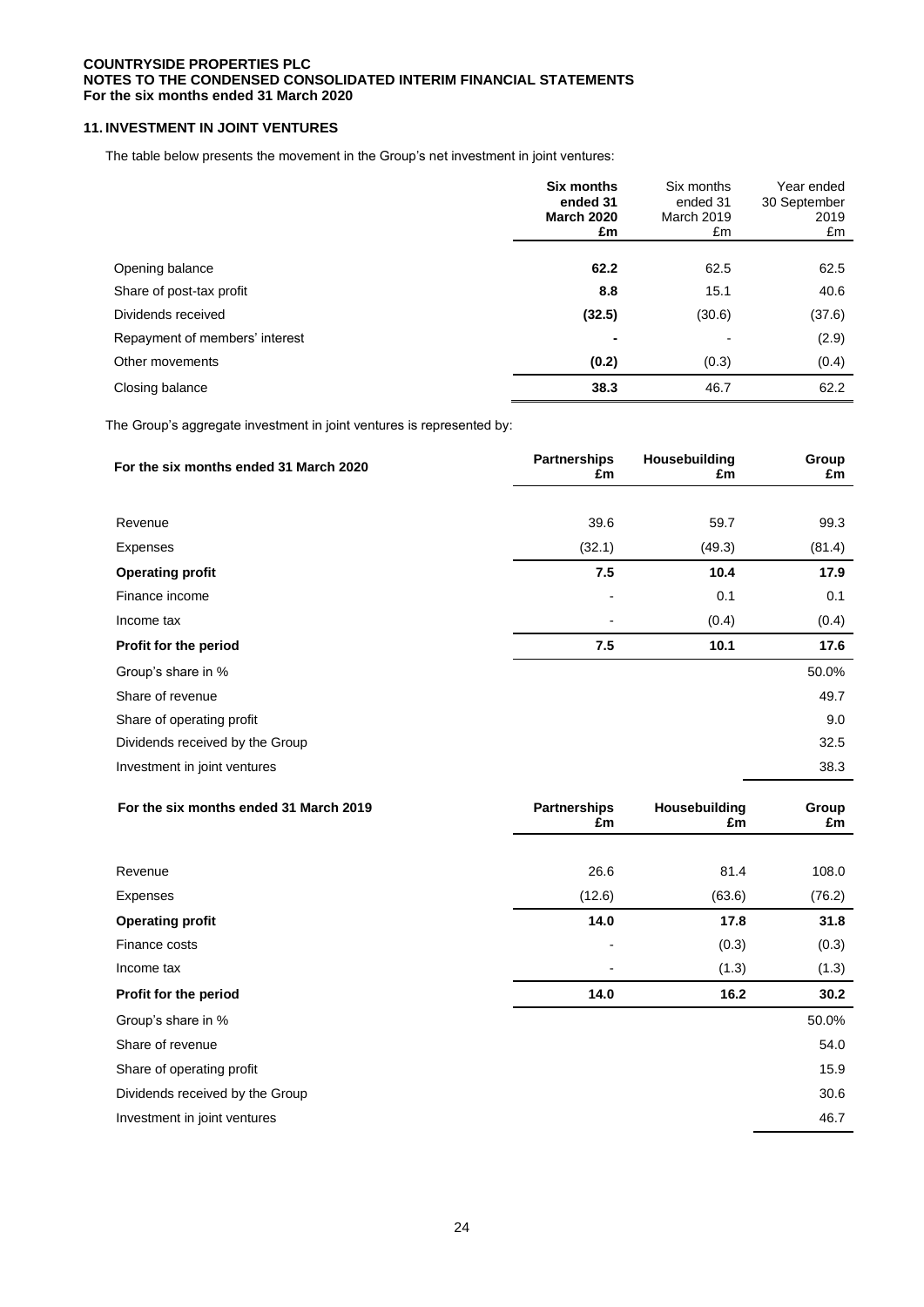## 11. INVESTMENT IN JOINT VENTURES

The table below presents the movement in the Group's net investment in joint ventures:

| | **Six months ended 31 March 2020 £m** | Six months ended 31 March 2019 £m | Year ended 30 September 2019 £m |
|---|---|---|---|
| Opening balance | **62.2** | 62.5 | 62.5 |
| Share of post-tax profit | **8.8** | 15.1 | 40.6 |
| Dividends received | **(32.5)** | (30.6) | (37.6) |
| Repayment of members' interest | **-** | - | (2.9) |
| Other movements | **(0.2)** | (0.3) | (0.4) |
| Closing balance | **38.3** | 46.7 | 62.2 |

The Group's aggregate investment in joint ventures is represented by:

| **For the six months ended 31 March 2020** | **Partnerships £m** | **Housebuilding £m** | **Group £m** |
|---|---|---|---|
| Revenue | 39.6 | 59.7 | 99.3 |
| Expenses | (32.1) | (49.3) | (81.4) |
| **Operating profit** | **7.5** | **10.4** | **17.9** |
| Finance income | - | 0.1 | 0.1 |
| Income tax | - | (0.4) | (0.4) |
| **Profit for the period** | **7.5** | **10.1** | **17.6** |
| Group's share in % | | | 50.0% |
| Share of revenue | | | 49.7 |
| Share of operating profit | | | 9.0 |
| Dividends received by the Group | | | 32.5 |
| Investment in joint ventures | | | 38.3 |

| **For the six months ended 31 March 2019** | **Partnerships £m** | **Housebuilding £m** | **Group £m** |
|---|---|---|---|
| Revenue | 26.6 | 81.4 | 108.0 |
| Expenses | (12.6) | (63.6) | (76.2) |
| **Operating profit** | **14.0** | **17.8** | **31.8** |
| Finance costs | - | (0.3) | (0.3) |
| Income tax | - | (1.3) | (1.3) |
| **Profit for the period** | **14.0** | **16.2** | **30.2** |
| Group's share in % | | | 50.0% |
| Share of revenue | | | 54.0 |
| Share of operating profit | | | 15.9 |
| Dividends received by the Group | | | 30.6 |
| Investment in joint ventures | | | 46.7 |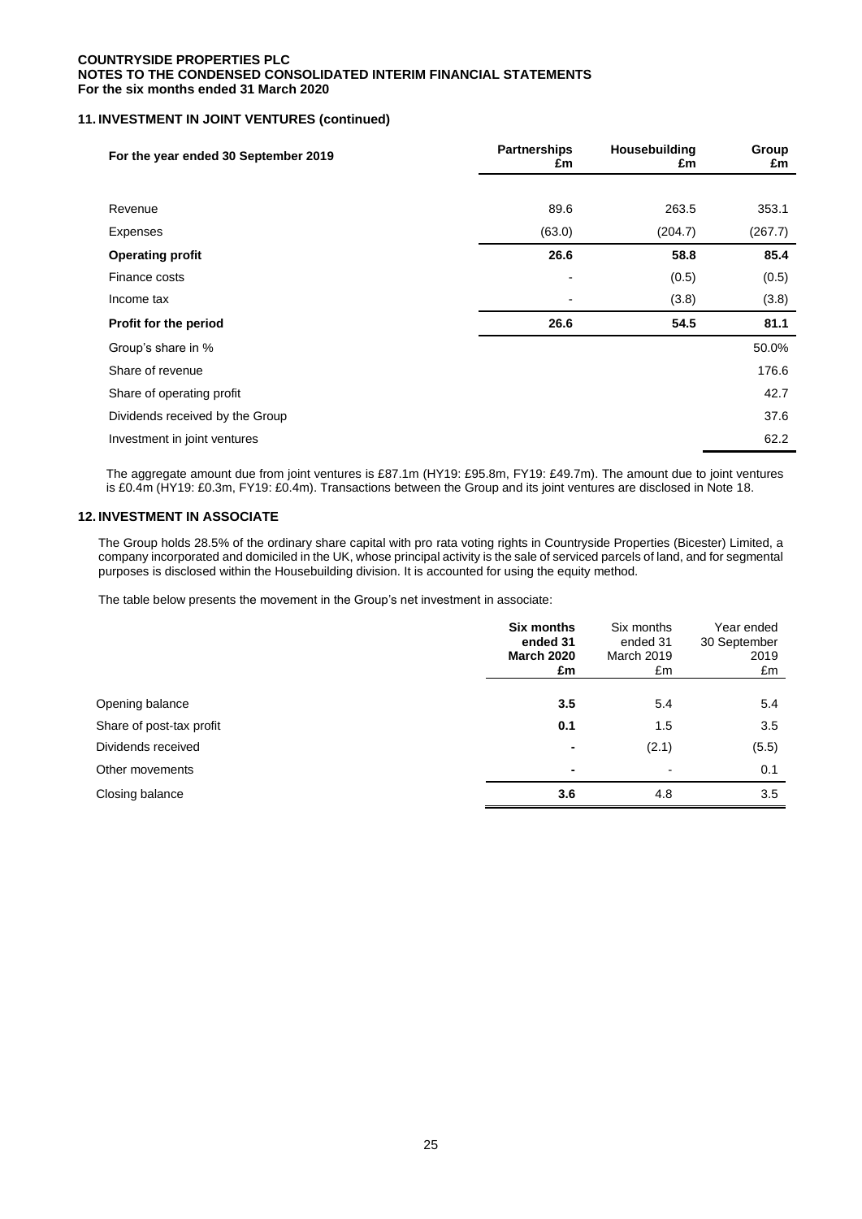**COUNTRYSIDE PROPERTIES PLC**
**NOTES TO THE CONDENSED CONSOLIDATED INTERIM FINANCIAL STATEMENTS**
**For the six months ended 31 March 2020**

## 11. INVESTMENT IN JOINT VENTURES (continued)

| For the year ended 30 September 2019 | Partnerships £m | Housebuilding £m | Group £m |
|---|---|---|---|
| Revenue | 89.6 | 263.5 | 353.1 |
| Expenses | (63.0) | (204.7) | (267.7) |
| **Operating profit** | **26.6** | **58.8** | **85.4** |
| Finance costs | - | (0.5) | (0.5) |
| Income tax | - | (3.8) | (3.8) |
| **Profit for the period** | **26.6** | **54.5** | **81.1** |
| Group's share in % | | | 50.0% |
| Share of revenue | | | 176.6 |
| Share of operating profit | | | 42.7 |
| Dividends received by the Group | | | 37.6 |
| Investment in joint ventures | | | 62.2 |

The aggregate amount due from joint ventures is £87.1m (HY19: £95.8m, FY19: £49.7m). The amount due to joint ventures is £0.4m (HY19: £0.3m, FY19: £0.4m). Transactions between the Group and its joint ventures are disclosed in Note 18.

## 12. INVESTMENT IN ASSOCIATE

The Group holds 28.5% of the ordinary share capital with pro rata voting rights in Countryside Properties (Bicester) Limited, a company incorporated and domiciled in the UK, whose principal activity is the sale of serviced parcels of land, and for segmental purposes is disclosed within the Housebuilding division. It is accounted for using the equity method.

The table below presents the movement in the Group's net investment in associate:

| | **Six months ended 31 March 2020 £m** | Six months ended 31 March 2019 £m | Year ended 30 September 2019 £m |
|---|---|---|---|
| Opening balance | **3.5** | 5.4 | 5.4 |
| Share of post-tax profit | **0.1** | 1.5 | 3.5 |
| Dividends received | **-** | (2.1) | (5.5) |
| Other movements | **-** | - | 0.1 |
| Closing balance | **3.6** | 4.8 | 3.5 |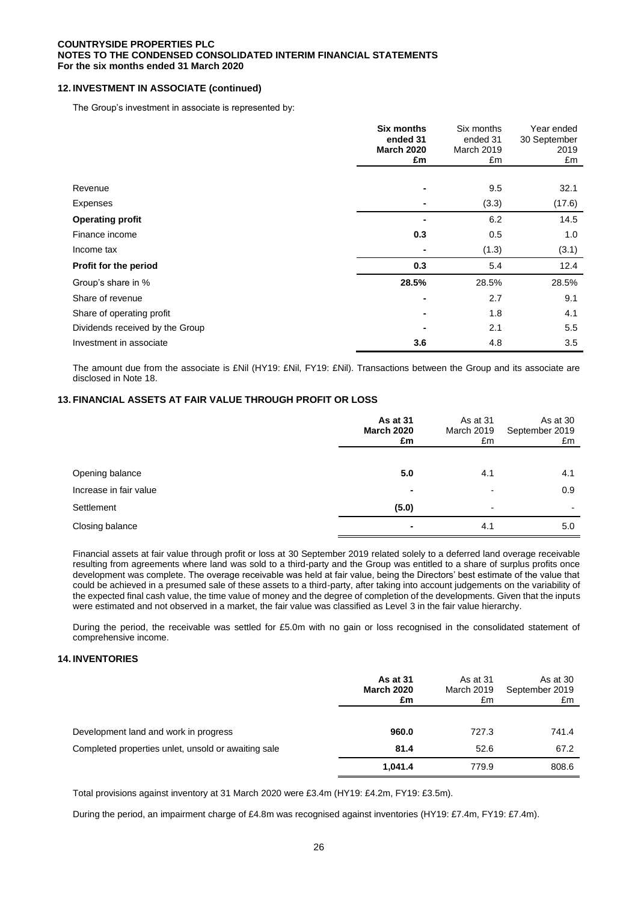**COUNTRYSIDE PROPERTIES PLC**
**NOTES TO THE CONDENSED CONSOLIDATED INTERIM FINANCIAL STATEMENTS**
**For the six months ended 31 March 2020**

## 12. INVESTMENT IN ASSOCIATE (continued)

The Group's investment in associate is represented by:

| | **Six months ended 31 March 2020 £m** | Six months ended 31 March 2019 £m | Year ended 30 September 2019 £m |
|---|---|---|---|
| Revenue | **-** | 9.5 | 32.1 |
| Expenses | **-** | (3.3) | (17.6) |
| **Operating profit** | **-** | 6.2 | 14.5 |
| Finance income | **0.3** | 0.5 | 1.0 |
| Income tax | **-** | (1.3) | (3.1) |
| **Profit for the period** | **0.3** | 5.4 | 12.4 |
| Group's share in % | **28.5%** | 28.5% | 28.5% |
| Share of revenue | **-** | 2.7 | 9.1 |
| Share of operating profit | **-** | 1.8 | 4.1 |
| Dividends received by the Group | **-** | 2.1 | 5.5 |
| Investment in associate | **3.6** | 4.8 | 3.5 |

The amount due from the associate is £Nil (HY19: £Nil, FY19: £Nil). Transactions between the Group and its associate are disclosed in Note 18.

## 13. FINANCIAL ASSETS AT FAIR VALUE THROUGH PROFIT OR LOSS

| | **As at 31 March 2020 £m** | As at 31 March 2019 £m | As at 30 September 2019 £m |
|---|---|---|---|
| Opening balance | **5.0** | 4.1 | 4.1 |
| Increase in fair value | **-** | - | 0.9 |
| Settlement | **(5.0)** | - | - |
| Closing balance | **-** | 4.1 | 5.0 |

Financial assets at fair value through profit or loss at 30 September 2019 related solely to a deferred land overage receivable resulting from agreements where land was sold to a third-party and the Group was entitled to a share of surplus profits once development was complete. The overage receivable was held at fair value, being the Directors' best estimate of the value that could be achieved in a presumed sale of these assets to a third-party, after taking into account judgements on the variability of the expected final cash value, the time value of money and the degree of completion of the developments. Given that the inputs were estimated and not observed in a market, the fair value was classified as Level 3 in the fair value hierarchy.

During the period, the receivable was settled for £5.0m with no gain or loss recognised in the consolidated statement of comprehensive income.

## 14. INVENTORIES

| | **As at 31 March 2020 £m** | As at 31 March 2019 £m | As at 30 September 2019 £m |
|---|---|---|---|
| Development land and work in progress | **960.0** | 727.3 | 741.4 |
| Completed properties unlet, unsold or awaiting sale | **81.4** | 52.6 | 67.2 |
| | **1,041.4** | 779.9 | 808.6 |

Total provisions against inventory at 31 March 2020 were £3.4m (HY19: £4.2m, FY19: £3.5m).

During the period, an impairment charge of £4.8m was recognised against inventories (HY19: £7.4m, FY19: £7.4m).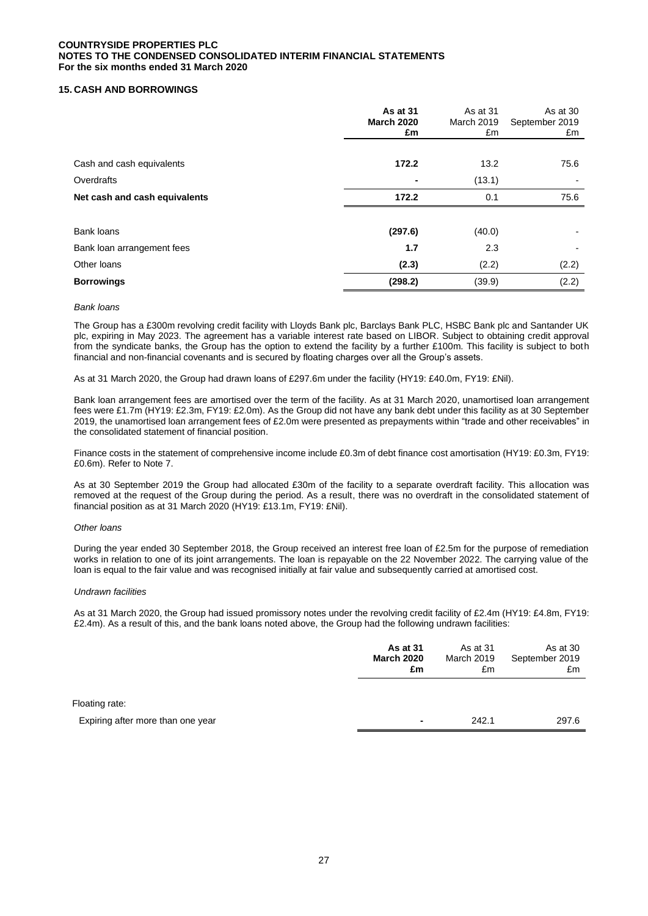## 15. CASH AND BORROWINGS

| | **As at 31 March 2020 £m** | As at 31 March 2019 £m | As at 30 September 2019 £m |
|---|---|---|---|
| Cash and cash equivalents | **172.2** | 13.2 | 75.6 |
| Overdrafts | **-** | (13.1) | - |
| **Net cash and cash equivalents** | **172.2** | 0.1 | 75.6 |
| | | | |
| Bank loans | **(297.6)** | (40.0) | - |
| Bank loan arrangement fees | **1.7** | 2.3 | - |
| Other loans | **(2.3)** | (2.2) | (2.2) |
| **Borrowings** | **(298.2)** | (39.9) | (2.2) |

*Bank loans*

The Group has a £300m revolving credit facility with Lloyds Bank plc, Barclays Bank PLC, HSBC Bank plc and Santander UK plc, expiring in May 2023. The agreement has a variable interest rate based on LIBOR. Subject to obtaining credit approval from the syndicate banks, the Group has the option to extend the facility by a further £100m. This facility is subject to both financial and non-financial covenants and is secured by floating charges over all the Group's assets.

As at 31 March 2020, the Group had drawn loans of £297.6m under the facility (HY19: £40.0m, FY19: £Nil).

Bank loan arrangement fees are amortised over the term of the facility. As at 31 March 2020, unamortised loan arrangement fees were £1.7m (HY19: £2.3m, FY19: £2.0m). As the Group did not have any bank debt under this facility as at 30 September 2019, the unamortised loan arrangement fees of £2.0m were presented as prepayments within "trade and other receivables" in the consolidated statement of financial position.

Finance costs in the statement of comprehensive income include £0.3m of debt finance cost amortisation (HY19: £0.3m, FY19: £0.6m). Refer to Note 7.

As at 30 September 2019 the Group had allocated £30m of the facility to a separate overdraft facility. This allocation was removed at the request of the Group during the period. As a result, there was no overdraft in the consolidated statement of financial position as at 31 March 2020 (HY19: £13.1m, FY19: £Nil).

*Other loans*

During the year ended 30 September 2018, the Group received an interest free loan of £2.5m for the purpose of remediation works in relation to one of its joint arrangements. The loan is repayable on the 22 November 2022. The carrying value of the loan is equal to the fair value and was recognised initially at fair value and subsequently carried at amortised cost.

*Undrawn facilities*

As at 31 March 2020, the Group had issued promissory notes under the revolving credit facility of £2.4m (HY19: £4.8m, FY19: £2.4m). As a result of this, and the bank loans noted above, the Group had the following undrawn facilities:

| | **As at 31 March 2020 £m** | As at 31 March 2019 £m | As at 30 September 2019 £m |
|---|---|---|---|
| Floating rate: | | | |
| Expiring after more than one year | **-** | 242.1 | 297.6 |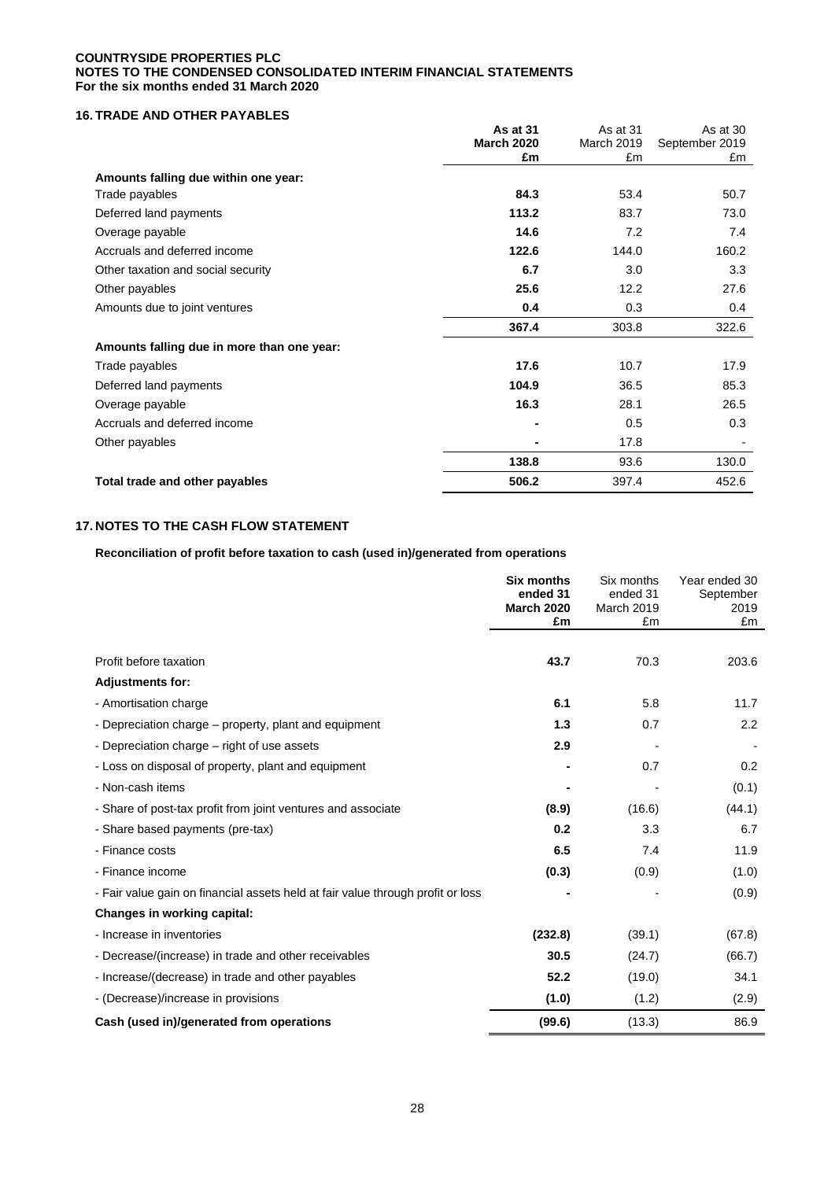**COUNTRYSIDE PROPERTIES PLC**
**NOTES TO THE CONDENSED CONSOLIDATED INTERIM FINANCIAL STATEMENTS**
**For the six months ended 31 March 2020**

## 16. TRADE AND OTHER PAYABLES

| | **As at 31 March 2020 £m** | As at 31 March 2019 £m | As at 30 September 2019 £m |
|---|---|---|---|
| **Amounts falling due within one year:** | | | |
| Trade payables | **84.3** | 53.4 | 50.7 |
| Deferred land payments | **113.2** | 83.7 | 73.0 |
| Overage payable | **14.6** | 7.2 | 7.4 |
| Accruals and deferred income | **122.6** | 144.0 | 160.2 |
| Other taxation and social security | **6.7** | 3.0 | 3.3 |
| Other payables | **25.6** | 12.2 | 27.6 |
| Amounts due to joint ventures | **0.4** | 0.3 | 0.4 |
| | **367.4** | 303.8 | 322.6 |
| **Amounts falling due in more than one year:** | | | |
| Trade payables | **17.6** | 10.7 | 17.9 |
| Deferred land payments | **104.9** | 36.5 | 85.3 |
| Overage payable | **16.3** | 28.1 | 26.5 |
| Accruals and deferred income | **-** | 0.5 | 0.3 |
| Other payables | **-** | 17.8 | - |
| | **138.8** | 93.6 | 130.0 |
| **Total trade and other payables** | **506.2** | 397.4 | 452.6 |

## 17. NOTES TO THE CASH FLOW STATEMENT

**Reconciliation of profit before taxation to cash (used in)/generated from operations**

| | **Six months ended 31 March 2020 £m** | Six months ended 31 March 2019 £m | Year ended 30 September 2019 £m |
|---|---|---|---|
| Profit before taxation | **43.7** | 70.3 | 203.6 |
| **Adjustments for:** | | | |
| - Amortisation charge | **6.1** | 5.8 | 11.7 |
| - Depreciation charge – property, plant and equipment | **1.3** | 0.7 | 2.2 |
| - Depreciation charge – right of use assets | **2.9** | - | - |
| - Loss on disposal of property, plant and equipment | **-** | 0.7 | 0.2 |
| - Non-cash items | **-** | - | (0.1) |
| - Share of post-tax profit from joint ventures and associate | **(8.9)** | (16.6) | (44.1) |
| - Share based payments (pre-tax) | **0.2** | 3.3 | 6.7 |
| - Finance costs | **6.5** | 7.4 | 11.9 |
| - Finance income | **(0.3)** | (0.9) | (1.0) |
| - Fair value gain on financial assets held at fair value through profit or loss | **-** | - | (0.9) |
| **Changes in working capital:** | | | |
| - Increase in inventories | **(232.8)** | (39.1) | (67.8) |
| - Decrease/(increase) in trade and other receivables | **30.5** | (24.7) | (66.7) |
| - Increase/(decrease) in trade and other payables | **52.2** | (19.0) | 34.1 |
| - (Decrease)/increase in provisions | **(1.0)** | (1.2) | (2.9) |
| **Cash (used in)/generated from operations** | **(99.6)** | (13.3) | 86.9 |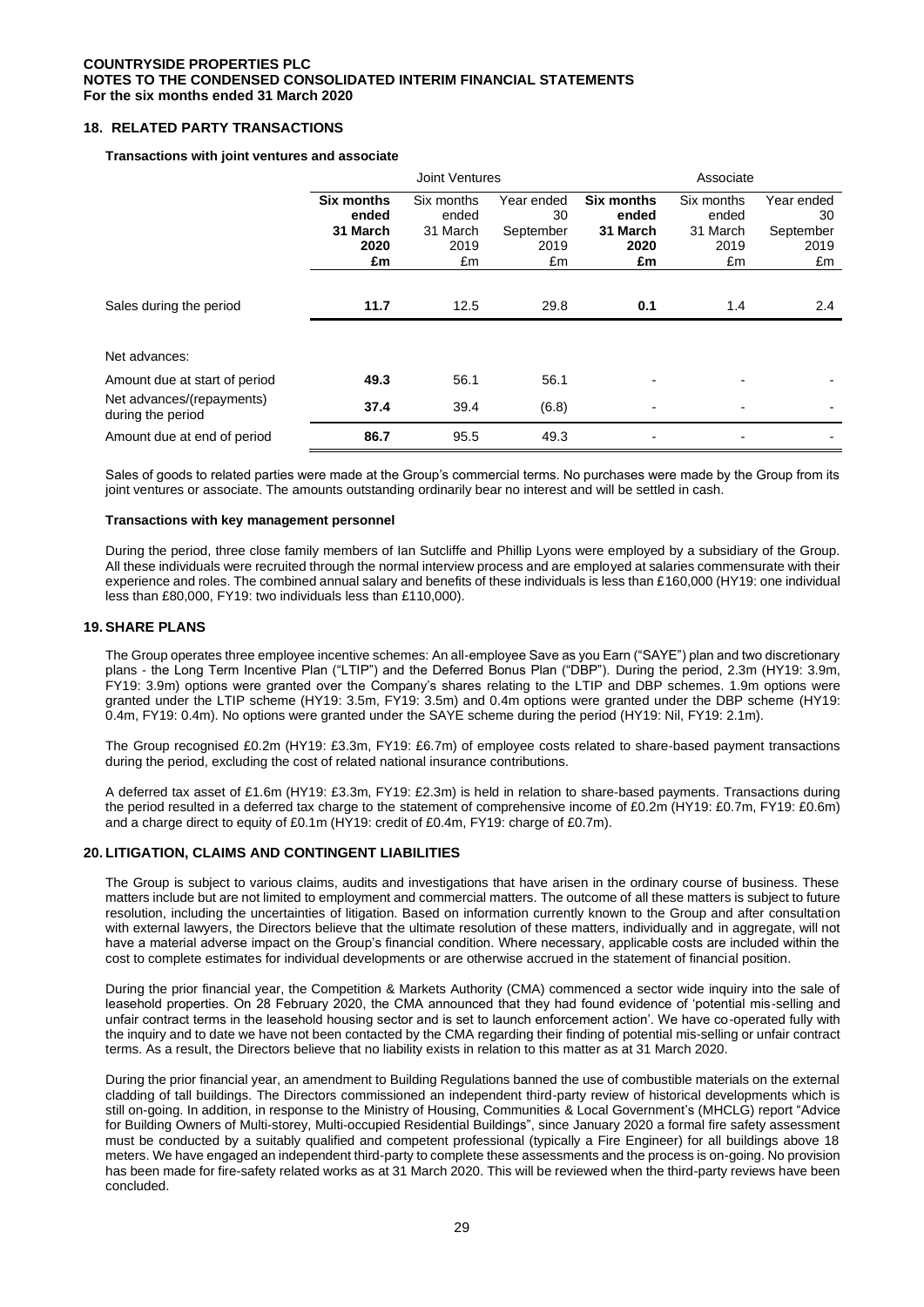## 18. RELATED PARTY TRANSACTIONS

**Transactions with joint ventures and associate**

| | Joint Ventures | | | Associate | | |
|---|---|---|---|---|---|---|
| | **Six months ended 31 March 2020 £m** | Six months ended 31 March 2019 £m | Year ended 30 September 2019 £m | **Six months ended 31 March 2020 £m** | Six months ended 31 March 2019 £m | Year ended 30 September 2019 £m |
| Sales during the period | **11.7** | 12.5 | 29.8 | **0.1** | 1.4 | 2.4 |
| Net advances: | | | | | | |
| Amount due at start of period | **49.3** | 56.1 | 56.1 | - | - | - |
| Net advances/(repayments) during the period | **37.4** | 39.4 | (6.8) | - | - | - |
| Amount due at end of period | **86.7** | 95.5 | 49.3 | - | - | - |

Sales of goods to related parties were made at the Group's commercial terms. No purchases were made by the Group from its joint ventures or associate. The amounts outstanding ordinarily bear no interest and will be settled in cash.

**Transactions with key management personnel**

During the period, three close family members of Ian Sutcliffe and Phillip Lyons were employed by a subsidiary of the Group. All these individuals were recruited through the normal interview process and are employed at salaries commensurate with their experience and roles. The combined annual salary and benefits of these individuals is less than £160,000 (HY19: one individual less than £80,000, FY19: two individuals less than £110,000).

## 19. SHARE PLANS

The Group operates three employee incentive schemes: An all-employee Save as you Earn ("SAYE") plan and two discretionary plans - the Long Term Incentive Plan ("LTIP") and the Deferred Bonus Plan ("DBP"). During the period, 2.3m (HY19: 3.9m, FY19: 3.9m) options were granted over the Company's shares relating to the LTIP and DBP schemes. 1.9m options were granted under the LTIP scheme (HY19: 3.5m, FY19: 3.5m) and 0.4m options were granted under the DBP scheme (HY19: 0.4m, FY19: 0.4m). No options were granted under the SAYE scheme during the period (HY19: Nil, FY19: 2.1m).

The Group recognised £0.2m (HY19: £3.3m, FY19: £6.7m) of employee costs related to share-based payment transactions during the period, excluding the cost of related national insurance contributions.

A deferred tax asset of £1.6m (HY19: £3.3m, FY19: £2.3m) is held in relation to share-based payments. Transactions during the period resulted in a deferred tax charge to the statement of comprehensive income of £0.2m (HY19: £0.7m, FY19: £0.6m) and a charge direct to equity of £0.1m (HY19: credit of £0.4m, FY19: charge of £0.7m).

## 20. LITIGATION, CLAIMS AND CONTINGENT LIABILITIES

The Group is subject to various claims, audits and investigations that have arisen in the ordinary course of business. These matters include but are not limited to employment and commercial matters. The outcome of all these matters is subject to future resolution, including the uncertainties of litigation. Based on information currently known to the Group and after consultation with external lawyers, the Directors believe that the ultimate resolution of these matters, individually and in aggregate, will not have a material adverse impact on the Group's financial condition. Where necessary, applicable costs are included within the cost to complete estimates for individual developments or are otherwise accrued in the statement of financial position.

During the prior financial year, the Competition & Markets Authority (CMA) commenced a sector wide inquiry into the sale of leasehold properties. On 28 February 2020, the CMA announced that they had found evidence of 'potential mis-selling and unfair contract terms in the leasehold housing sector and is set to launch enforcement action'. We have co-operated fully with the inquiry and to date we have not been contacted by the CMA regarding their finding of potential mis-selling or unfair contract terms. As a result, the Directors believe that no liability exists in relation to this matter as at 31 March 2020.

During the prior financial year, an amendment to Building Regulations banned the use of combustible materials on the external cladding of tall buildings. The Directors commissioned an independent third-party review of historical developments which is still on-going. In addition, in response to the Ministry of Housing, Communities & Local Government's (MHCLG) report "Advice for Building Owners of Multi-storey, Multi-occupied Residential Buildings", since January 2020 a formal fire safety assessment must be conducted by a suitably qualified and competent professional (typically a Fire Engineer) for all buildings above 18 meters. We have engaged an independent third-party to complete these assessments and the process is on-going. No provision has been made for fire-safety related works as at 31 March 2020. This will be reviewed when the third-party reviews have been concluded.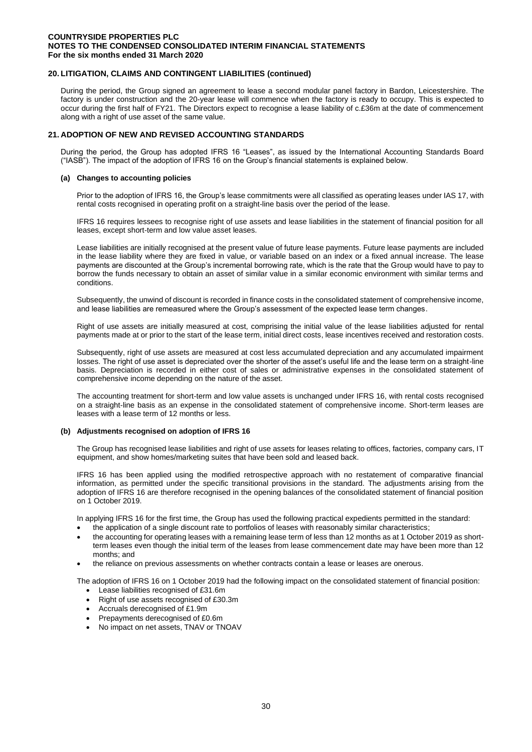## 20. LITIGATION, CLAIMS AND CONTINGENT LIABILITIES (continued)

During the period, the Group signed an agreement to lease a second modular panel factory in Bardon, Leicestershire. The factory is under construction and the 20-year lease will commence when the factory is ready to occupy. This is expected to occur during the first half of FY21. The Directors expect to recognise a lease liability of c.£36m at the date of commencement along with a right of use asset of the same value.

## 21. ADOPTION OF NEW AND REVISED ACCOUNTING STANDARDS

During the period, the Group has adopted IFRS 16 "Leases", as issued by the International Accounting Standards Board ("IASB"). The impact of the adoption of IFRS 16 on the Group's financial statements is explained below.

### (a) Changes to accounting policies

Prior to the adoption of IFRS 16, the Group's lease commitments were all classified as operating leases under IAS 17, with rental costs recognised in operating profit on a straight-line basis over the period of the lease.

IFRS 16 requires lessees to recognise right of use assets and lease liabilities in the statement of financial position for all leases, except short-term and low value asset leases.

Lease liabilities are initially recognised at the present value of future lease payments. Future lease payments are included in the lease liability where they are fixed in value, or variable based on an index or a fixed annual increase. The lease payments are discounted at the Group's incremental borrowing rate, which is the rate that the Group would have to pay to borrow the funds necessary to obtain an asset of similar value in a similar economic environment with similar terms and conditions.

Subsequently, the unwind of discount is recorded in finance costs in the consolidated statement of comprehensive income, and lease liabilities are remeasured where the Group's assessment of the expected lease term changes.

Right of use assets are initially measured at cost, comprising the initial value of the lease liabilities adjusted for rental payments made at or prior to the start of the lease term, initial direct costs, lease incentives received and restoration costs.

Subsequently, right of use assets are measured at cost less accumulated depreciation and any accumulated impairment losses. The right of use asset is depreciated over the shorter of the asset's useful life and the lease term on a straight-line basis. Depreciation is recorded in either cost of sales or administrative expenses in the consolidated statement of comprehensive income depending on the nature of the asset.

The accounting treatment for short-term and low value assets is unchanged under IFRS 16, with rental costs recognised on a straight-line basis as an expense in the consolidated statement of comprehensive income. Short-term leases are leases with a lease term of 12 months or less.

### (b) Adjustments recognised on adoption of IFRS 16

The Group has recognised lease liabilities and right of use assets for leases relating to offices, factories, company cars, IT equipment, and show homes/marketing suites that have been sold and leased back.

IFRS 16 has been applied using the modified retrospective approach with no restatement of comparative financial information, as permitted under the specific transitional provisions in the standard. The adjustments arising from the adoption of IFRS 16 are therefore recognised in the opening balances of the consolidated statement of financial position on 1 October 2019.

In applying IFRS 16 for the first time, the Group has used the following practical expedients permitted in the standard:

- the application of a single discount rate to portfolios of leases with reasonably similar characteristics;
- the accounting for operating leases with a remaining lease term of less than 12 months as at 1 October 2019 as short-term leases even though the initial term of the leases from lease commencement date may have been more than 12 months; and
- the reliance on previous assessments on whether contracts contain a lease or leases are onerous.

The adoption of IFRS 16 on 1 October 2019 had the following impact on the consolidated statement of financial position:

- Lease liabilities recognised of £31.6m
- Right of use assets recognised of £30.3m
- Accruals derecognised of £1.9m
- Prepayments derecognised of £0.6m
- No impact on net assets, TNAV or TNOAV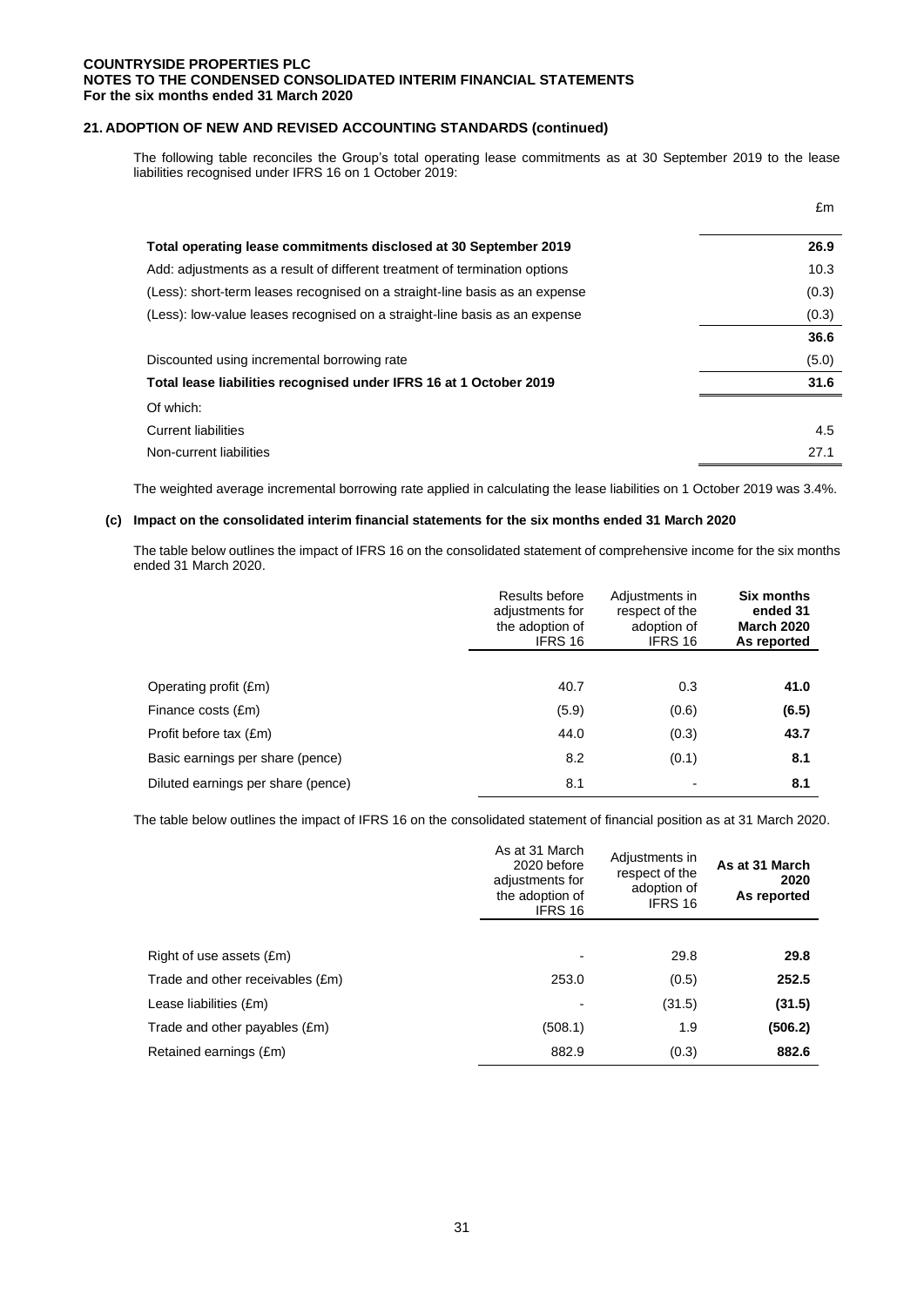**COUNTRYSIDE PROPERTIES PLC**
**NOTES TO THE CONDENSED CONSOLIDATED INTERIM FINANCIAL STATEMENTS**
**For the six months ended 31 March 2020**

## 21. ADOPTION OF NEW AND REVISED ACCOUNTING STANDARDS (continued)

The following table reconciles the Group's total operating lease commitments as at 30 September 2019 to the lease liabilities recognised under IFRS 16 on 1 October 2019:

| | £m |
|---|---|
| **Total operating lease commitments disclosed at 30 September 2019** | **26.9** |
| Add: adjustments as a result of different treatment of termination options | 10.3 |
| (Less): short-term leases recognised on a straight-line basis as an expense | (0.3) |
| (Less): low-value leases recognised on a straight-line basis as an expense | (0.3) |
| | **36.6** |
| Discounted using incremental borrowing rate | (5.0) |
| **Total lease liabilities recognised under IFRS 16 at 1 October 2019** | **31.6** |
| Of which: | |
| Current liabilities | 4.5 |
| Non-current liabilities | 27.1 |

The weighted average incremental borrowing rate applied in calculating the lease liabilities on 1 October 2019 was 3.4%.

### (c) Impact on the consolidated interim financial statements for the six months ended 31 March 2020

The table below outlines the impact of IFRS 16 on the consolidated statement of comprehensive income for the six months ended 31 March 2020.

| | Results before adjustments for the adoption of IFRS 16 | Adjustments in respect of the adoption of IFRS 16 | **Six months ended 31 March 2020 As reported** |
|---|---|---|---|
| Operating profit (£m) | 40.7 | 0.3 | **41.0** |
| Finance costs (£m) | (5.9) | (0.6) | **(6.5)** |
| Profit before tax (£m) | 44.0 | (0.3) | **43.7** |
| Basic earnings per share (pence) | 8.2 | (0.1) | **8.1** |
| Diluted earnings per share (pence) | 8.1 | - | **8.1** |

The table below outlines the impact of IFRS 16 on the consolidated statement of financial position as at 31 March 2020.

| | As at 31 March 2020 before adjustments for the adoption of IFRS 16 | Adjustments in respect of the adoption of IFRS 16 | **As at 31 March 2020 As reported** |
|---|---|---|---|
| Right of use assets (£m) | - | 29.8 | **29.8** |
| Trade and other receivables (£m) | 253.0 | (0.5) | **252.5** |
| Lease liabilities (£m) | - | (31.5) | **(31.5)** |
| Trade and other payables (£m) | (508.1) | 1.9 | **(506.2)** |
| Retained earnings (£m) | 882.9 | (0.3) | **882.6** |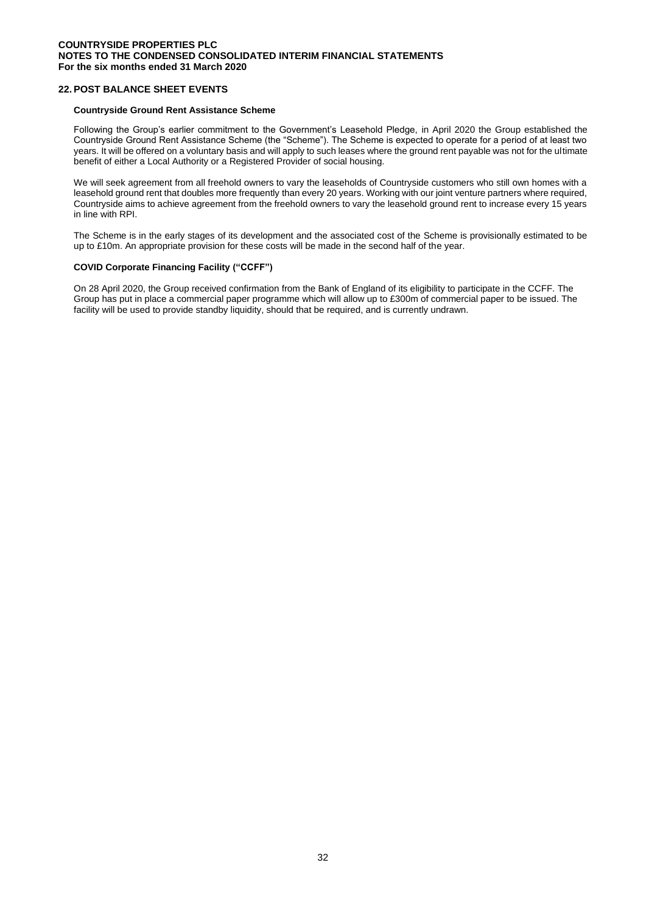## 22. POST BALANCE SHEET EVENTS

### Countryside Ground Rent Assistance Scheme

Following the Group's earlier commitment to the Government's Leasehold Pledge, in April 2020 the Group established the Countryside Ground Rent Assistance Scheme (the "Scheme"). The Scheme is expected to operate for a period of at least two years. It will be offered on a voluntary basis and will apply to such leases where the ground rent payable was not for the ultimate benefit of either a Local Authority or a Registered Provider of social housing.

We will seek agreement from all freehold owners to vary the leaseholds of Countryside customers who still own homes with a leasehold ground rent that doubles more frequently than every 20 years. Working with our joint venture partners where required, Countryside aims to achieve agreement from the freehold owners to vary the leasehold ground rent to increase every 15 years in line with RPI.

The Scheme is in the early stages of its development and the associated cost of the Scheme is provisionally estimated to be up to £10m. An appropriate provision for these costs will be made in the second half of the year.

### COVID Corporate Financing Facility ("CCFF")

On 28 April 2020, the Group received confirmation from the Bank of England of its eligibility to participate in the CCFF. The Group has put in place a commercial paper programme which will allow up to £300m of commercial paper to be issued. The facility will be used to provide standby liquidity, should that be required, and is currently undrawn.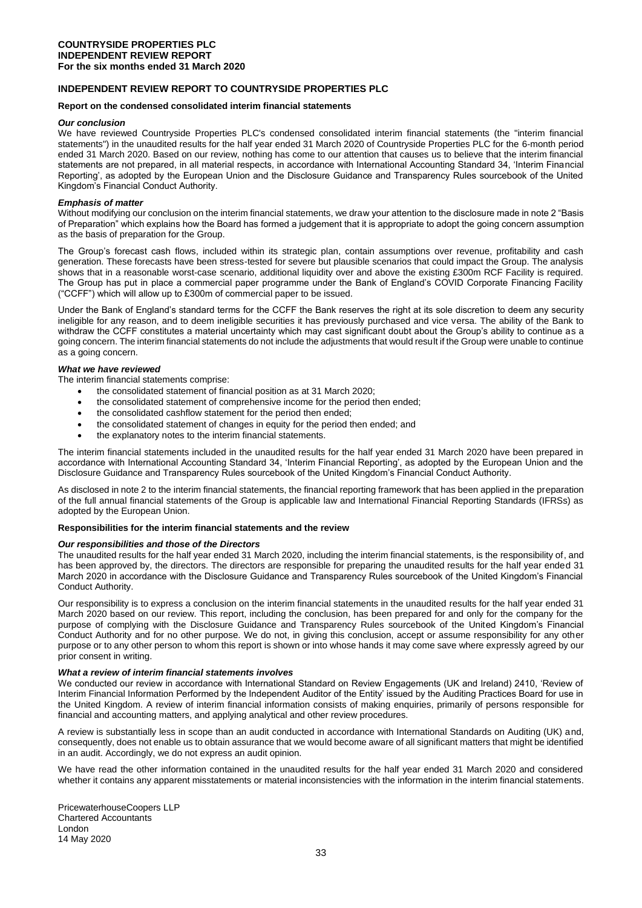# INDEPENDENT REVIEW REPORT TO COUNTRYSIDE PROPERTIES PLC

## Report on the condensed consolidated interim financial statements

### *Our conclusion*

We have reviewed Countryside Properties PLC's condensed consolidated interim financial statements (the "interim financial statements") in the unaudited results for the half year ended 31 March 2020 of Countryside Properties PLC for the 6-month period ended 31 March 2020. Based on our review, nothing has come to our attention that causes us to believe that the interim financial statements are not prepared, in all material respects, in accordance with International Accounting Standard 34, 'Interim Financial Reporting', as adopted by the European Union and the Disclosure Guidance and Transparency Rules sourcebook of the United Kingdom's Financial Conduct Authority.

### *Emphasis of matter*

Without modifying our conclusion on the interim financial statements, we draw your attention to the disclosure made in note 2 "Basis of Preparation" which explains how the Board has formed a judgement that it is appropriate to adopt the going concern assumption as the basis of preparation for the Group.

The Group's forecast cash flows, included within its strategic plan, contain assumptions over revenue, profitability and cash generation. These forecasts have been stress-tested for severe but plausible scenarios that could impact the Group. The analysis shows that in a reasonable worst-case scenario, additional liquidity over and above the existing £300m RCF Facility is required. The Group has put in place a commercial paper programme under the Bank of England's COVID Corporate Financing Facility ("CCFF") which will allow up to £300m of commercial paper to be issued.

Under the Bank of England's standard terms for the CCFF the Bank reserves the right at its sole discretion to deem any security ineligible for any reason, and to deem ineligible securities it has previously purchased and vice versa. The ability of the Bank to withdraw the CCFF constitutes a material uncertainty which may cast significant doubt about the Group's ability to continue as a going concern. The interim financial statements do not include the adjustments that would result if the Group were unable to continue as a going concern.

### *What we have reviewed*

The interim financial statements comprise:

- the consolidated statement of financial position as at 31 March 2020;
- the consolidated statement of comprehensive income for the period then ended;
- the consolidated cashflow statement for the period then ended;
- the consolidated statement of changes in equity for the period then ended; and
- the explanatory notes to the interim financial statements.

The interim financial statements included in the unaudited results for the half year ended 31 March 2020 have been prepared in accordance with International Accounting Standard 34, 'Interim Financial Reporting', as adopted by the European Union and the Disclosure Guidance and Transparency Rules sourcebook of the United Kingdom's Financial Conduct Authority.

As disclosed in note 2 to the interim financial statements, the financial reporting framework that has been applied in the preparation of the full annual financial statements of the Group is applicable law and International Financial Reporting Standards (IFRSs) as adopted by the European Union.

## Responsibilities for the interim financial statements and the review

### *Our responsibilities and those of the Directors*

The unaudited results for the half year ended 31 March 2020, including the interim financial statements, is the responsibility of, and has been approved by, the directors. The directors are responsible for preparing the unaudited results for the half year ended 31 March 2020 in accordance with the Disclosure Guidance and Transparency Rules sourcebook of the United Kingdom's Financial Conduct Authority.

Our responsibility is to express a conclusion on the interim financial statements in the unaudited results for the half year ended 31 March 2020 based on our review. This report, including the conclusion, has been prepared for and only for the company for the purpose of complying with the Disclosure Guidance and Transparency Rules sourcebook of the United Kingdom's Financial Conduct Authority and for no other purpose. We do not, in giving this conclusion, accept or assume responsibility for any other purpose or to any other person to whom this report is shown or into whose hands it may come save where expressly agreed by our prior consent in writing.

### *What a review of interim financial statements involves*

We conducted our review in accordance with International Standard on Review Engagements (UK and Ireland) 2410, 'Review of Interim Financial Information Performed by the Independent Auditor of the Entity' issued by the Auditing Practices Board for use in the United Kingdom. A review of interim financial information consists of making enquiries, primarily of persons responsible for financial and accounting matters, and applying analytical and other review procedures.

A review is substantially less in scope than an audit conducted in accordance with International Standards on Auditing (UK) and, consequently, does not enable us to obtain assurance that we would become aware of all significant matters that might be identified in an audit. Accordingly, we do not express an audit opinion.

We have read the other information contained in the unaudited results for the half year ended 31 March 2020 and considered whether it contains any apparent misstatements or material inconsistencies with the information in the interim financial statements.

PricewaterhouseCoopers LLP
Chartered Accountants
London
14 May 2020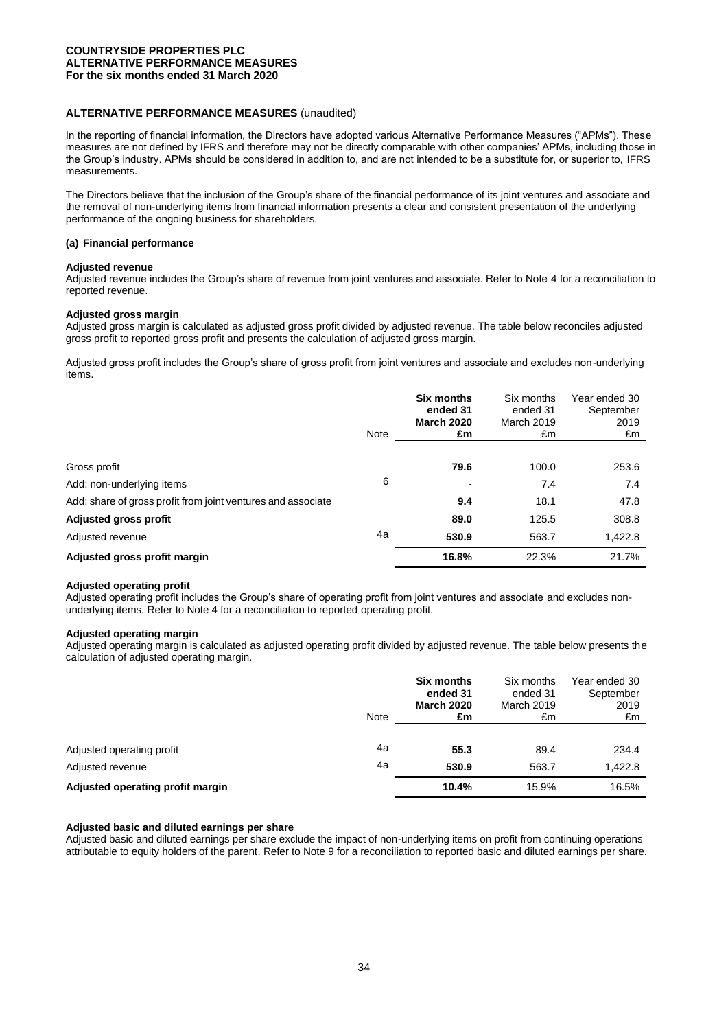**COUNTRYSIDE PROPERTIES PLC**
**ALTERNATIVE PERFORMANCE MEASURES**
**For the six months ended 31 March 2020**

## ALTERNATIVE PERFORMANCE MEASURES (unaudited)

In the reporting of financial information, the Directors have adopted various Alternative Performance Measures ("APMs"). These measures are not defined by IFRS and therefore may not be directly comparable with other companies' APMs, including those in the Group's industry. APMs should be considered in addition to, and are not intended to be a substitute for, or superior to, IFRS measurements.

The Directors believe that the inclusion of the Group's share of the financial performance of its joint ventures and associate and the removal of non-underlying items from financial information presents a clear and consistent presentation of the underlying performance of the ongoing business for shareholders.

### (a) Financial performance

**Adjusted revenue**

Adjusted revenue includes the Group's share of revenue from joint ventures and associate. Refer to Note 4 for a reconciliation to reported revenue.

**Adjusted gross margin**

Adjusted gross margin is calculated as adjusted gross profit divided by adjusted revenue. The table below reconciles adjusted gross profit to reported gross profit and presents the calculation of adjusted gross margin.

Adjusted gross profit includes the Group's share of gross profit from joint ventures and associate and excludes non-underlying items.

| | Note | **Six months ended 31 March 2020 £m** | Six months ended 31 March 2019 £m | Year ended 30 September 2019 £m |
|---|---|---|---|---|
| Gross profit | | **79.6** | 100.0 | 253.6 |
| Add: non-underlying items | 6 | **-** | 7.4 | 7.4 |
| Add: share of gross profit from joint ventures and associate | | **9.4** | 18.1 | 47.8 |
| **Adjusted gross profit** | | **89.0** | 125.5 | 308.8 |
| Adjusted revenue | 4a | **530.9** | 563.7 | 1,422.8 |
| **Adjusted gross profit margin** | | **16.8%** | 22.3% | 21.7% |

**Adjusted operating profit**

Adjusted operating profit includes the Group's share of operating profit from joint ventures and associate and excludes non-underlying items. Refer to Note 4 for a reconciliation to reported operating profit.

**Adjusted operating margin**

Adjusted operating margin is calculated as adjusted operating profit divided by adjusted revenue. The table below presents the calculation of adjusted operating margin.

| | Note | **Six months ended 31 March 2020 £m** | Six months ended 31 March 2019 £m | Year ended 30 September 2019 £m |
|---|---|---|---|---|
| Adjusted operating profit | 4a | **55.3** | 89.4 | 234.4 |
| Adjusted revenue | 4a | **530.9** | 563.7 | 1,422.8 |
| **Adjusted operating profit margin** | | **10.4%** | 15.9% | 16.5% |

**Adjusted basic and diluted earnings per share**

Adjusted basic and diluted earnings per share exclude the impact of non-underlying items on profit from continuing operations attributable to equity holders of the parent. Refer to Note 9 for a reconciliation to reported basic and diluted earnings per share.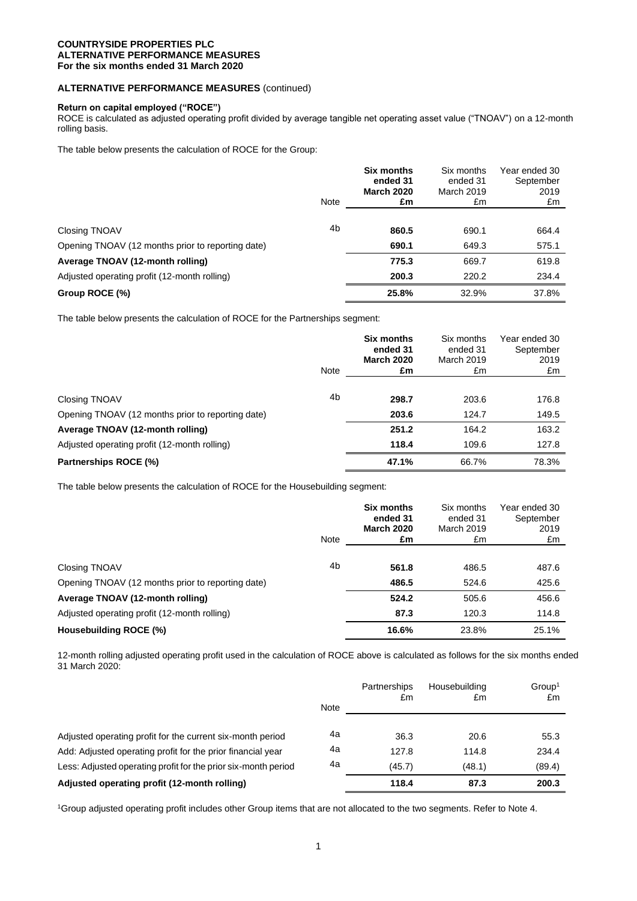**COUNTRYSIDE PROPERTIES PLC**
**ALTERNATIVE PERFORMANCE MEASURES**
**For the six months ended 31 March 2020**

## ALTERNATIVE PERFORMANCE MEASURES (continued)

### Return on capital employed ("ROCE")

ROCE is calculated as adjusted operating profit divided by average tangible net operating asset value ("TNOAV") on a 12-month rolling basis.

The table below presents the calculation of ROCE for the Group:

| | Note | **Six months ended 31 March 2020 £m** | Six months ended 31 March 2019 £m | Year ended 30 September 2019 £m |
|---|---|---|---|---|
| Closing TNOAV | 4b | **860.5** | 690.1 | 664.4 |
| Opening TNOAV (12 months prior to reporting date) | | **690.1** | 649.3 | 575.1 |
| **Average TNOAV (12-month rolling)** | | **775.3** | 669.7 | 619.8 |
| Adjusted operating profit (12-month rolling) | | **200.3** | 220.2 | 234.4 |
| **Group ROCE (%)** | | **25.8%** | 32.9% | 37.8% |

The table below presents the calculation of ROCE for the Partnerships segment:

| | Note | **Six months ended 31 March 2020 £m** | Six months ended 31 March 2019 £m | Year ended 30 September 2019 £m |
|---|---|---|---|---|
| Closing TNOAV | 4b | **298.7** | 203.6 | 176.8 |
| Opening TNOAV (12 months prior to reporting date) | | **203.6** | 124.7 | 149.5 |
| **Average TNOAV (12-month rolling)** | | **251.2** | 164.2 | 163.2 |
| Adjusted operating profit (12-month rolling) | | **118.4** | 109.6 | 127.8 |
| **Partnerships ROCE (%)** | | **47.1%** | 66.7% | 78.3% |

The table below presents the calculation of ROCE for the Housebuilding segment:

| | Note | **Six months ended 31 March 2020 £m** | Six months ended 31 March 2019 £m | Year ended 30 September 2019 £m |
|---|---|---|---|---|
| Closing TNOAV | 4b | **561.8** | 486.5 | 487.6 |
| Opening TNOAV (12 months prior to reporting date) | | **486.5** | 524.6 | 425.6 |
| **Average TNOAV (12-month rolling)** | | **524.2** | 505.6 | 456.6 |
| Adjusted operating profit (12-month rolling) | | **87.3** | 120.3 | 114.8 |
| **Housebuilding ROCE (%)** | | **16.6%** | 23.8% | 25.1% |

12-month rolling adjusted operating profit used in the calculation of ROCE above is calculated as follows for the six months ended 31 March 2020:

| | Note | Partnerships £m | Housebuilding £m | Group[1] £m |
|---|---|---|---|---|
| Adjusted operating profit for the current six-month period | 4a | 36.3 | 20.6 | 55.3 |
| Add: Adjusted operating profit for the prior financial year | 4a | 127.8 | 114.8 | 234.4 |
| Less: Adjusted operating profit for the prior six-month period | 4a | (45.7) | (48.1) | (89.4) |
| **Adjusted operating profit (12-month rolling)** | | **118.4** | **87.3** | **200.3** |

[1]Group adjusted operating profit includes other Group items that are not allocated to the two segments. Refer to Note 4.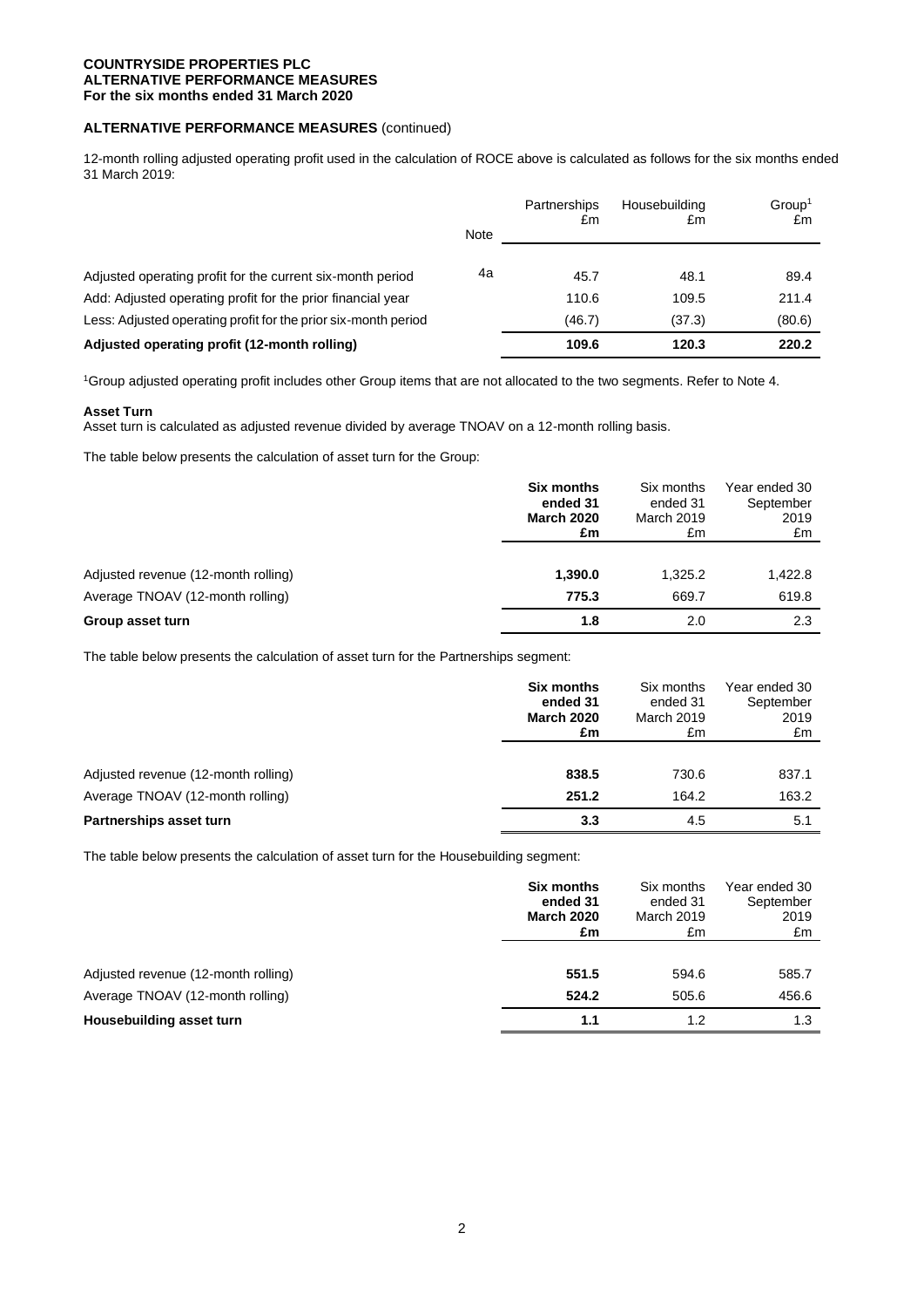**COUNTRYSIDE PROPERTIES PLC**
**ALTERNATIVE PERFORMANCE MEASURES**
**For the six months ended 31 March 2020**

## ALTERNATIVE PERFORMANCE MEASURES (continued)

12-month rolling adjusted operating profit used in the calculation of ROCE above is calculated as follows for the six months ended 31 March 2019:

| | Note | Partnerships £m | Housebuilding £m | Group[1] £m |
|---|---|---|---|---|
| Adjusted operating profit for the current six-month period | 4a | 45.7 | 48.1 | 89.4 |
| Add: Adjusted operating profit for the prior financial year | | 110.6 | 109.5 | 211.4 |
| Less: Adjusted operating profit for the prior six-month period | | (46.7) | (37.3) | (80.6) |
| **Adjusted operating profit (12-month rolling)** | | **109.6** | **120.3** | **220.2** |

[1]Group adjusted operating profit includes other Group items that are not allocated to the two segments. Refer to Note 4.

**Asset Turn**
Asset turn is calculated as adjusted revenue divided by average TNOAV on a 12-month rolling basis.

The table below presents the calculation of asset turn for the Group:

| | **Six months ended 31 March 2020 £m** | Six months ended 31 March 2019 £m | Year ended 30 September 2019 £m |
|---|---|---|---|
| Adjusted revenue (12-month rolling) | **1,390.0** | 1,325.2 | 1,422.8 |
| Average TNOAV (12-month rolling) | **775.3** | 669.7 | 619.8 |
| **Group asset turn** | **1.8** | 2.0 | 2.3 |

The table below presents the calculation of asset turn for the Partnerships segment:

| | **Six months ended 31 March 2020 £m** | Six months ended 31 March 2019 £m | Year ended 30 September 2019 £m |
|---|---|---|---|
| Adjusted revenue (12-month rolling) | **838.5** | 730.6 | 837.1 |
| Average TNOAV (12-month rolling) | **251.2** | 164.2 | 163.2 |
| **Partnerships asset turn** | **3.3** | 4.5 | 5.1 |

The table below presents the calculation of asset turn for the Housebuilding segment:

| | **Six months ended 31 March 2020 £m** | Six months ended 31 March 2019 £m | Year ended 30 September 2019 £m |
|---|---|---|---|
| Adjusted revenue (12-month rolling) | **551.5** | 594.6 | 585.7 |
| Average TNOAV (12-month rolling) | **524.2** | 505.6 | 456.6 |
| **Housebuilding asset turn** | **1.1** | 1.2 | 1.3 |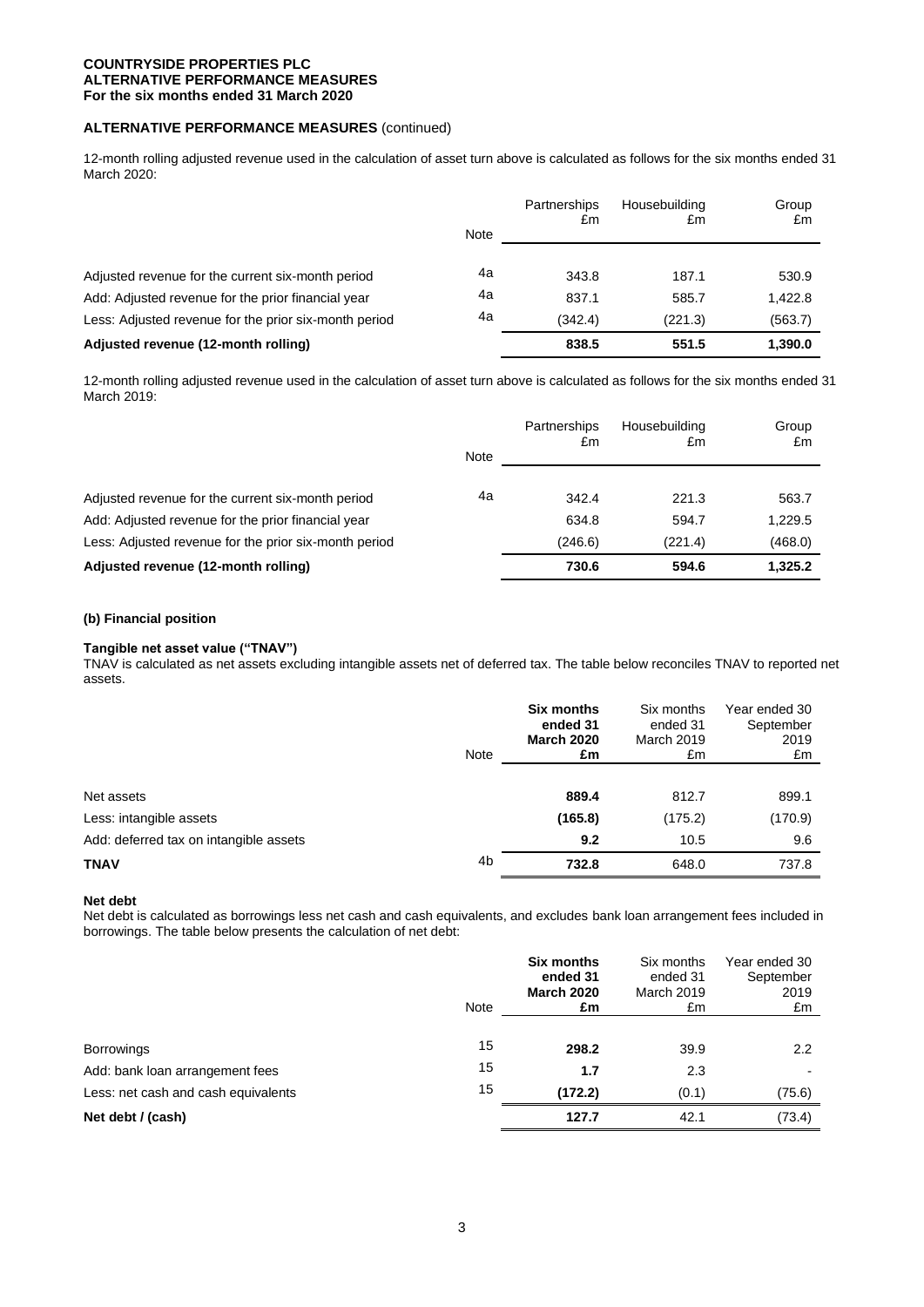**COUNTRYSIDE PROPERTIES PLC**
**ALTERNATIVE PERFORMANCE MEASURES**
**For the six months ended 31 March 2020**

## ALTERNATIVE PERFORMANCE MEASURES (continued)

12-month rolling adjusted revenue used in the calculation of asset turn above is calculated as follows for the six months ended 31 March 2020:

| | Note | Partnerships £m | Housebuilding £m | Group £m |
|---|---|---|---|---|
| Adjusted revenue for the current six-month period | 4a | 343.8 | 187.1 | 530.9 |
| Add: Adjusted revenue for the prior financial year | 4a | 837.1 | 585.7 | 1,422.8 |
| Less: Adjusted revenue for the prior six-month period | 4a | (342.4) | (221.3) | (563.7) |
| **Adjusted revenue (12-month rolling)** | | **838.5** | **551.5** | **1,390.0** |

12-month rolling adjusted revenue used in the calculation of asset turn above is calculated as follows for the six months ended 31 March 2019:

| | Note | Partnerships £m | Housebuilding £m | Group £m |
|---|---|---|---|---|
| Adjusted revenue for the current six-month period | 4a | 342.4 | 221.3 | 563.7 |
| Add: Adjusted revenue for the prior financial year | | 634.8 | 594.7 | 1,229.5 |
| Less: Adjusted revenue for the prior six-month period | | (246.6) | (221.4) | (468.0) |
| **Adjusted revenue (12-month rolling)** | | **730.6** | **594.6** | **1,325.2** |

### (b) Financial position

**Tangible net asset value ("TNAV")**

TNAV is calculated as net assets excluding intangible assets net of deferred tax. The table below reconciles TNAV to reported net assets.

| | Note | **Six months ended 31 March 2020 £m** | Six months ended 31 March 2019 £m | Year ended 30 September 2019 £m |
|---|---|---|---|---|
| Net assets | | **889.4** | 812.7 | 899.1 |
| Less: intangible assets | | **(165.8)** | (175.2) | (170.9) |
| Add: deferred tax on intangible assets | | **9.2** | 10.5 | 9.6 |
| **TNAV** | 4b | **732.8** | 648.0 | 737.8 |

**Net debt**

Net debt is calculated as borrowings less net cash and cash equivalents, and excludes bank loan arrangement fees included in borrowings. The table below presents the calculation of net debt:

| | Note | **Six months ended 31 March 2020 £m** | Six months ended 31 March 2019 £m | Year ended 30 September 2019 £m |
|---|---|---|---|---|
| Borrowings | 15 | **298.2** | 39.9 | 2.2 |
| Add: bank loan arrangement fees | 15 | **1.7** | 2.3 | - |
| Less: net cash and cash equivalents | 15 | **(172.2)** | (0.1) | (75.6) |
| **Net debt / (cash)** | | **127.7** | 42.1 | (73.4) |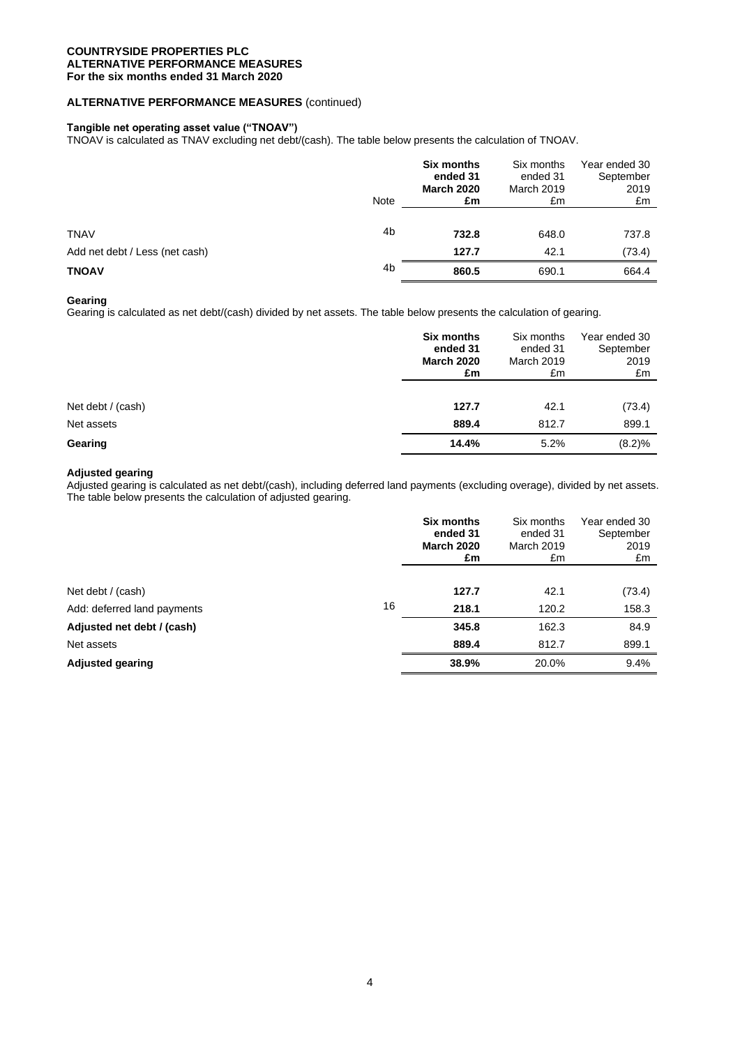**COUNTRYSIDE PROPERTIES PLC**
**ALTERNATIVE PERFORMANCE MEASURES**
**For the six months ended 31 March 2020**

## ALTERNATIVE PERFORMANCE MEASURES (continued)

### Tangible net operating asset value ("TNOAV")

TNOAV is calculated as TNAV excluding net debt/(cash). The table below presents the calculation of TNOAV.

| | Note | **Six months ended 31 March 2020 £m** | Six months ended 31 March 2019 £m | Year ended 30 September 2019 £m |
|---|---|---|---|---|
| TNAV | 4b | **732.8** | 648.0 | 737.8 |
| Add net debt / Less (net cash) | | **127.7** | 42.1 | (73.4) |
| **TNOAV** | 4b | **860.5** | 690.1 | 664.4 |

### Gearing

Gearing is calculated as net debt/(cash) divided by net assets. The table below presents the calculation of gearing.

| | **Six months ended 31 March 2020 £m** | Six months ended 31 March 2019 £m | Year ended 30 September 2019 £m |
|---|---|---|---|
| Net debt / (cash) | **127.7** | 42.1 | (73.4) |
| Net assets | **889.4** | 812.7 | 899.1 |
| **Gearing** | **14.4%** | 5.2% | (8.2)% |

### Adjusted gearing

Adjusted gearing is calculated as net debt/(cash), including deferred land payments (excluding overage), divided by net assets. The table below presents the calculation of adjusted gearing.

| | | **Six months ended 31 March 2020 £m** | Six months ended 31 March 2019 £m | Year ended 30 September 2019 £m |
|---|---|---|---|---|
| Net debt / (cash) | | **127.7** | 42.1 | (73.4) |
| Add: deferred land payments | 16 | **218.1** | 120.2 | 158.3 |
| **Adjusted net debt / (cash)** | | **345.8** | 162.3 | 84.9 |
| Net assets | | **889.4** | 812.7 | 899.1 |
| **Adjusted gearing** | | **38.9%** | 20.0% | 9.4% |